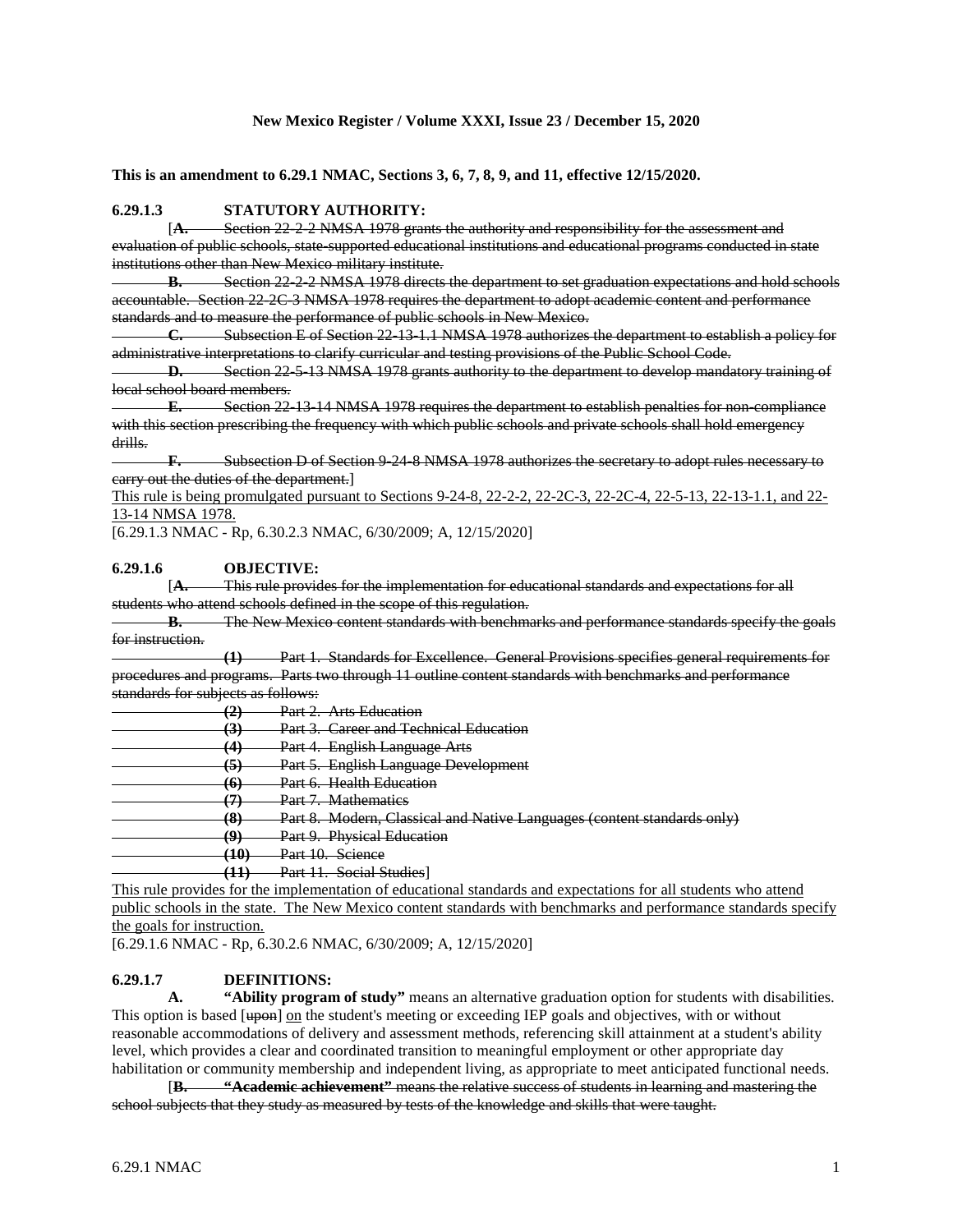**This is an amendment to 6.29.1 NMAC, Sections 3, 6, 7, 8, 9, and 11, effective 12/15/2020.**

**6.29.1.3 STATUTORY AUTHORITY:**

[~~**A.** Section 22-2-2 NMSA 1978 grants the authority and responsibility for the assessment and evaluation of public schools, state-supported educational institutions and educational programs conducted in state institutions other than New Mexico military institute.~~

~~**B.** Section 22-2-2 NMSA 1978 directs the department to set graduation expectations and hold schools accountable. Section 22-2C-3 NMSA 1978 requires the department to adopt academic content and performance standards and to measure the performance of public schools in New Mexico.~~

~~**C.** Subsection E of Section 22-13-1.1 NMSA 1978 authorizes the department to establish a policy for administrative interpretations to clarify curricular and testing provisions of the Public School Code.~~

~~**D.** Section 22-5-13 NMSA 1978 grants authority to the department to develop mandatory training of local school board members.~~

~~**E.** Section 22-13-14 NMSA 1978 requires the department to establish penalties for non-compliance with this section prescribing the frequency with which public schools and private schools shall hold emergency drills.~~

~~**F.** Subsection D of Section 9-24-8 NMSA 1978 authorizes the secretary to adopt rules necessary to carry out the duties of the department.~~]

<u>This rule is being promulgated pursuant to Sections 9-24-8, 22-2-2, 22-2C-3, 22-2C-4, 22-5-13, 22-13-1.1, and 22-13-14 NMSA 1978.</u>

[6.29.1.3 NMAC - Rp, 6.30.2.3 NMAC, 6/30/2009; A, 12/15/2020]

**6.29.1.6 OBJECTIVE:**

[~~**A.** This rule provides for the implementation for educational standards and expectations for all students who attend schools defined in the scope of this regulation.~~

~~**B.** The New Mexico content standards with benchmarks and performance standards specify the goals for instruction.~~

~~**(1)** Part 1. Standards for Excellence. General Provisions specifies general requirements for procedures and programs. Parts two through 11 outline content standards with benchmarks and performance standards for subjects as follows:~~

~~**(2)** Part 2. Arts Education~~

~~**(3)** Part 3. Career and Technical Education~~

~~**(4)** Part 4. English Language Arts~~

~~**(5)** Part 5. English Language Development~~

~~**(6)** Part 6. Health Education~~

~~**(7)** Part 7. Mathematics~~

~~**(8)** Part 8. Modern, Classical and Native Languages (content standards only)~~

~~**(9)** Part 9. Physical Education~~

~~**(10)** Part 10. Science~~

~~**(11)** Part 11. Social Studies~~]

<u>This rule provides for the implementation of educational standards and expectations for all students who attend public schools in the state. The New Mexico content standards with benchmarks and performance standards specify the goals for instruction.</u>

[6.29.1.6 NMAC - Rp, 6.30.2.6 NMAC, 6/30/2009; A, 12/15/2020]

**6.29.1.7 DEFINITIONS:**

**A. "Ability program of study"** means an alternative graduation option for students with disabilities. This option is based [~~upon~~] <u>on</u> the student's meeting or exceeding IEP goals and objectives, with or without reasonable accommodations of delivery and assessment methods, referencing skill attainment at a student's ability level, which provides a clear and coordinated transition to meaningful employment or other appropriate day habilitation or community membership and independent living, as appropriate to meet anticipated functional needs.

[~~**B. "Academic achievement"** means the relative success of students in learning and mastering the school subjects that they study as measured by tests of the knowledge and skills that were taught.~~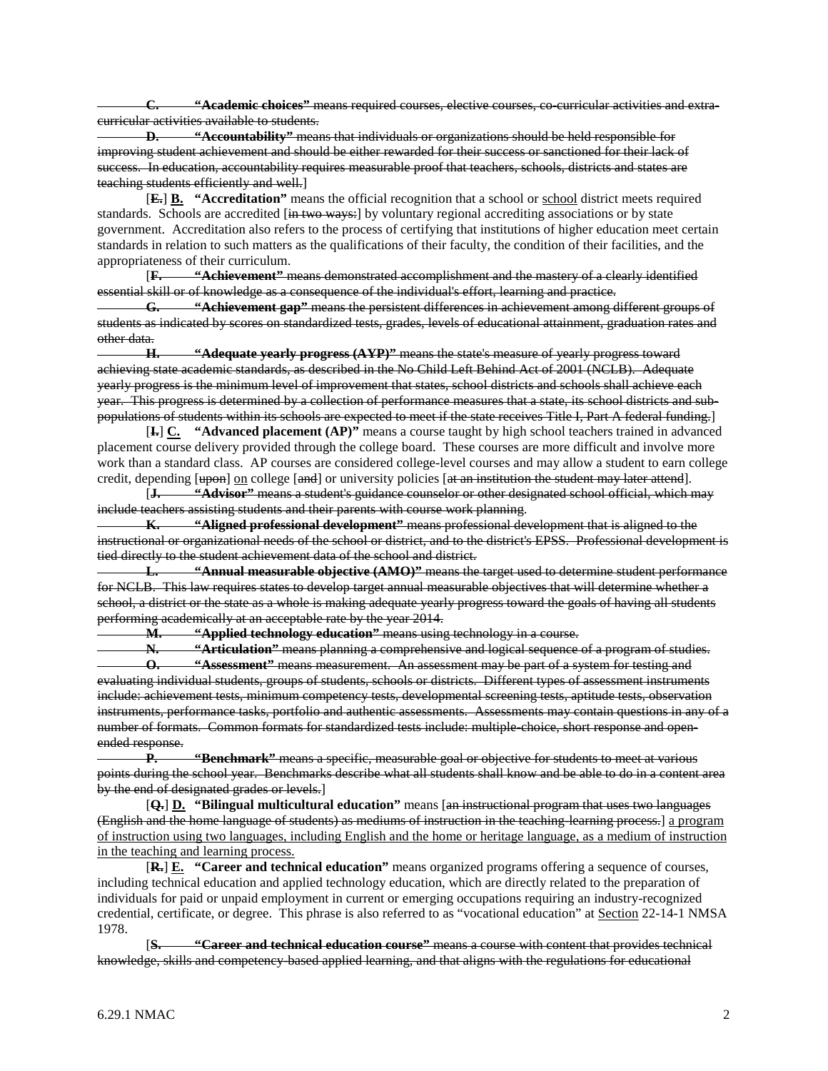~~**C.** **"Academic choices"** means required courses, elective courses, co-curricular activities and extra-curricular activities available to students.~~

~~**D.** **"Accountability"** means that individuals or organizations should be held responsible for improving student achievement and should be either rewarded for their success or sanctioned for their lack of success. In education, accountability requires measurable proof that teachers, schools, districts and states are teaching students efficiently and well.~~]

[~~**E.**~~] <u>**B.**</u> **"Accreditation"** means the official recognition that a school or <u>school</u> district meets required standards. Schools are accredited [~~in two ways:~~] by voluntary regional accrediting associations or by state government. Accreditation also refers to the process of certifying that institutions of higher education meet certain standards in relation to such matters as the qualifications of their faculty, the condition of their facilities, and the appropriateness of their curriculum.

[~~**F.** **"Achievement"** means demonstrated accomplishment and the mastery of a clearly identified essential skill or of knowledge as a consequence of the individual's effort, learning and practice.~~

~~**G.** **"Achievement gap"** means the persistent differences in achievement among different groups of students as indicated by scores on standardized tests, grades, levels of educational attainment, graduation rates and other data.~~

~~**H.** **"Adequate yearly progress (AYP)"** means the state's measure of yearly progress toward achieving state academic standards, as described in the No Child Left Behind Act of 2001 (NCLB). Adequate yearly progress is the minimum level of improvement that states, school districts and schools shall achieve each year. This progress is determined by a collection of performance measures that a state, its school districts and sub-populations of students within its schools are expected to meet if the state receives Title I, Part A federal funding.~~]

[~~**I.**~~] <u>**C.**</u> **"Advanced placement (AP)"** means a course taught by high school teachers trained in advanced placement course delivery provided through the college board. These courses are more difficult and involve more work than a standard class. AP courses are considered college-level courses and may allow a student to earn college credit, depending [~~upon~~] <u>on</u> college [~~and~~] or university policies [~~at an institution the student may later attend~~].

[~~**J.** **"Advisor"** means a student's guidance counselor or other designated school official, which may include teachers assisting students and their parents with course work planning.~~

~~**K.** **"Aligned professional development"** means professional development that is aligned to the instructional or organizational needs of the school or district, and to the district's EPSS. Professional development is tied directly to the student achievement data of the school and district.~~

~~**L.** **"Annual measurable objective (AMO)"** means the target used to determine student performance for NCLB. This law requires states to develop target annual measurable objectives that will determine whether a school, a district or the state as a whole is making adequate yearly progress toward the goals of having all students performing academically at an acceptable rate by the year 2014.~~

~~**M.** **"Applied technology education"** means using technology in a course.~~

~~**N.** **"Articulation"** means planning a comprehensive and logical sequence of a program of studies.~~

~~**O.** **"Assessment"** means measurement. An assessment may be part of a system for testing and evaluating individual students, groups of students, schools or districts. Different types of assessment instruments include: achievement tests, minimum competency tests, developmental screening tests, aptitude tests, observation instruments, performance tasks, portfolio and authentic assessments. Assessments may contain questions in any of a number of formats. Common formats for standardized tests include: multiple-choice, short response and open-ended response.~~

~~**P.** **"Benchmark"** means a specific, measurable goal or objective for students to meet at various points during the school year. Benchmarks describe what all students shall know and be able to do in a content area by the end of designated grades or levels.~~]

[~~**Q.**~~] <u>**D.**</u> **"Bilingual multicultural education"** means [~~an instructional program that uses two languages (English and the home language of students) as mediums of instruction in the teaching-learning process.~~] <u>a program of instruction using two languages, including English and the home or heritage language, as a medium of instruction in the teaching and learning process.</u>

[~~**R.**~~] <u>**E.**</u> **"Career and technical education"** means organized programs offering a sequence of courses, including technical education and applied technology education, which are directly related to the preparation of individuals for paid or unpaid employment in current or emerging occupations requiring an industry-recognized credential, certificate, or degree. This phrase is also referred to as "vocational education" at <u>Section</u> 22-14-1 NMSA 1978.

[~~**S.** **"Career and technical education course"** means a course with content that provides technical knowledge, skills and competency-based applied learning, and that aligns with the regulations for educational~~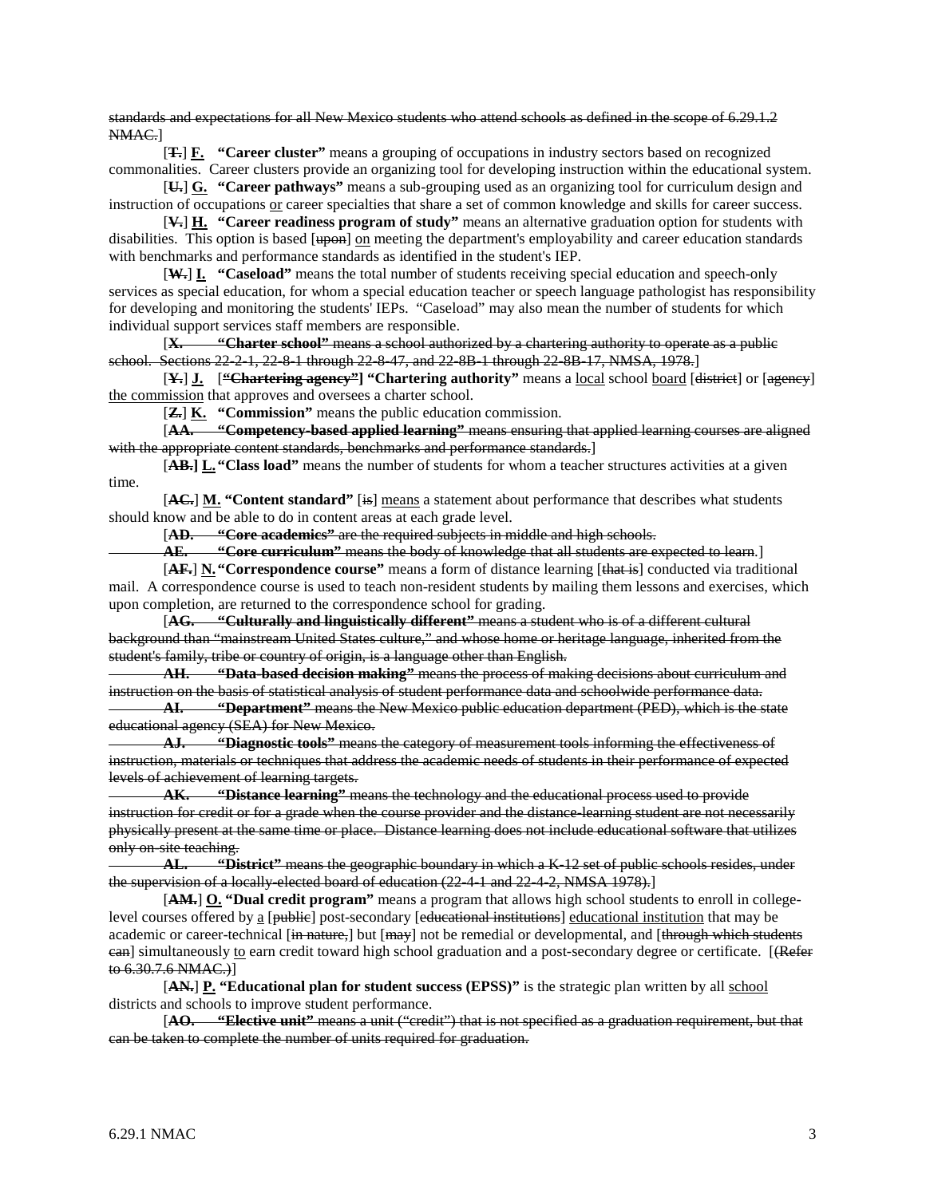~~standards and expectations for all New Mexico students who attend schools as defined in the scope of 6.29.1.2 NMAC.~~]

[~~**T.**~~] <u>**F.**</u> **"Career cluster"** means a grouping of occupations in industry sectors based on recognized commonalities. Career clusters provide an organizing tool for developing instruction within the educational system.

[~~**U.**~~] <u>**G.**</u> **"Career pathways"** means a sub-grouping used as an organizing tool for curriculum design and instruction of occupations <u>or</u> career specialties that share a set of common knowledge and skills for career success.

[~~**V.**~~] <u>**H.**</u> **"Career readiness program of study"** means an alternative graduation option for students with disabilities. This option is based [~~upon~~] <u>on</u> meeting the department's employability and career education standards with benchmarks and performance standards as identified in the student's IEP.

[~~**W.**~~] <u>**I.**</u> **"Caseload"** means the total number of students receiving special education and speech-only services as special education, for whom a special education teacher or speech language pathologist has responsibility for developing and monitoring the students' IEPs. "Caseload" may also mean the number of students for which individual support services staff members are responsible.

[~~**X. "Charter school"** means a school authorized by a chartering authority to operate as a public school. Sections 22-2-1, 22-8-1 through 22-8-47, and 22-8B-1 through 22-8B-17, NMSA, 1978.~~]

[~~**Y.**~~] <u>**J.**</u> [~~**"Chartering agency"**~~] **"Chartering authority"** means a <u>local</u> school <u>board</u> [~~district~~] or [~~agency~~] <u>the commission</u> that approves and oversees a charter school.

[~~**Z.**~~] <u>**K.**</u> **"Commission"** means the public education commission.

[~~**AA. "Competency-based applied learning"** means ensuring that applied learning courses are aligned with the appropriate content standards, benchmarks and performance standards.~~]

[~~**AB.**~~] <u>**L.**</u> **"Class load"** means the number of students for whom a teacher structures activities at a given time.

[~~**AC.**~~] <u>**M.**</u> **"Content standard"** [~~is~~] <u>means</u> a statement about performance that describes what students should know and be able to do in content areas at each grade level.

[~~**AD. "Core academics"** are the required subjects in middle and high schools.~~

~~**AE. "Core curriculum"** means the body of knowledge that all students are expected to learn.~~]

[~~**AF.**~~] <u>**N.**</u> **"Correspondence course"** means a form of distance learning [~~that is~~] conducted via traditional mail. A correspondence course is used to teach non-resident students by mailing them lessons and exercises, which upon completion, are returned to the correspondence school for grading.

[~~**AG. "Culturally and linguistically different"** means a student who is of a different cultural background than "mainstream United States culture," and whose home or heritage language, inherited from the student's family, tribe or country of origin, is a language other than English.~~

~~**AH. "Data-based decision making"** means the process of making decisions about curriculum and instruction on the basis of statistical analysis of student performance data and schoolwide performance data.~~

~~**AI. "Department"** means the New Mexico public education department (PED), which is the state educational agency (SEA) for New Mexico.~~

~~**AJ. "Diagnostic tools"** means the category of measurement tools informing the effectiveness of instruction, materials or techniques that address the academic needs of students in their performance of expected levels of achievement of learning targets.~~

~~**AK. "Distance learning"** means the technology and the educational process used to provide instruction for credit or for a grade when the course provider and the distance-learning student are not necessarily physically present at the same time or place. Distance learning does not include educational software that utilizes only on-site teaching.~~

~~**AL. "District"** means the geographic boundary in which a K-12 set of public schools resides, under the supervision of a locally-elected board of education (22-4-1 and 22-4-2, NMSA 1978).~~]

[~~**AM.**~~] <u>**O.**</u> **"Dual credit program"** means a program that allows high school students to enroll in college-level courses offered by <u>a</u> [~~public~~] post-secondary [~~educational institutions~~] <u>educational institution</u> that may be academic or career-technical [~~in nature,~~] but [~~may~~] not be remedial or developmental, and [~~through which students can~~] simultaneously <u>to</u> earn credit toward high school graduation and a post-secondary degree or certificate. [~~(Refer to 6.30.7.6 NMAC.)~~]

[~~**AN.**~~] <u>**P.**</u> **"Educational plan for student success (EPSS)"** is the strategic plan written by all <u>school</u> districts and schools to improve student performance.

[~~**AO. "Elective unit"** means a unit ("credit") that is not specified as a graduation requirement, but that can be taken to complete the number of units required for graduation.~~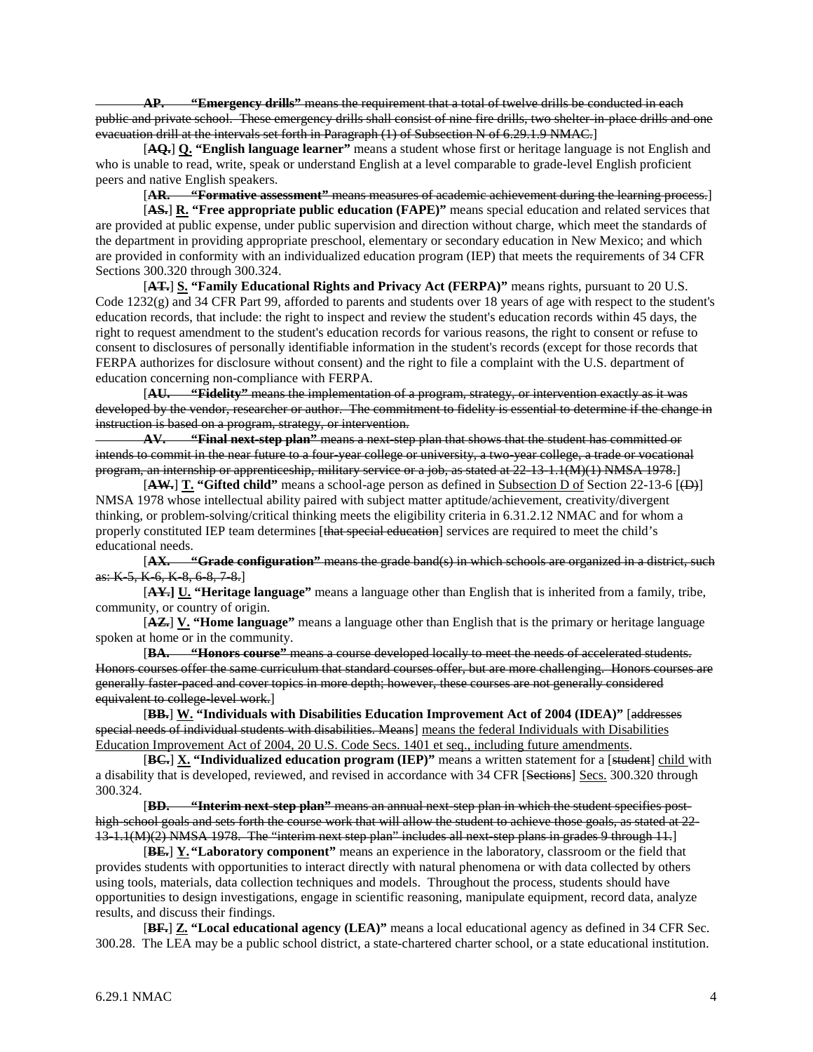~~**AP.** **"Emergency drills"** means the requirement that a total of twelve drills be conducted in each public and private school. These emergency drills shall consist of nine fire drills, two shelter-in-place drills and one evacuation drill at the intervals set forth in Paragraph (1) of Subsection N of 6.29.1.9 NMAC.~~]

[~~**AQ.**~~] **Q.** **"English language learner"** means a student whose first or heritage language is not English and who is unable to read, write, speak or understand English at a level comparable to grade-level English proficient peers and native English speakers.

[~~**AR.** **"Formative assessment"** means measures of academic achievement during the learning process.~~]

[~~**AS.**~~] **R.** **"Free appropriate public education (FAPE)"** means special education and related services that are provided at public expense, under public supervision and direction without charge, which meet the standards of the department in providing appropriate preschool, elementary or secondary education in New Mexico; and which are provided in conformity with an individualized education program (IEP) that meets the requirements of 34 CFR Sections 300.320 through 300.324.

[~~**AT.**~~] **S.** **"Family Educational Rights and Privacy Act (FERPA)"** means rights, pursuant to 20 U.S. Code 1232(g) and 34 CFR Part 99, afforded to parents and students over 18 years of age with respect to the student's education records, that include: the right to inspect and review the student's education records within 45 days, the right to request amendment to the student's education records for various reasons, the right to consent or refuse to consent to disclosures of personally identifiable information in the student's records (except for those records that FERPA authorizes for disclosure without consent) and the right to file a complaint with the U.S. department of education concerning non-compliance with FERPA.

[~~**AU.** **"Fidelity"** means the implementation of a program, strategy, or intervention exactly as it was developed by the vendor, researcher or author. The commitment to fidelity is essential to determine if the change in instruction is based on a program, strategy, or intervention.~~

~~**AV.** **"Final next-step plan"** means a next-step plan that shows that the student has committed or intends to commit in the near future to a four-year college or university, a two-year college, a trade or vocational program, an internship or apprenticeship, military service or a job, as stated at 22-13-1.1(M)(1) NMSA 1978.~~]

[~~**AW.**~~] **T.** **"Gifted child"** means a school-age person as defined in Subsection D of Section 22-13-6 [~~(D)~~] NMSA 1978 whose intellectual ability paired with subject matter aptitude/achievement, creativity/divergent thinking, or problem-solving/critical thinking meets the eligibility criteria in 6.31.2.12 NMAC and for whom a properly constituted IEP team determines [~~that special education~~] services are required to meet the child's educational needs.

[~~**AX.** **"Grade configuration"** means the grade band(s) in which schools are organized in a district, such as: K-5, K-6, K-8, 6-8, 7-8.~~]

[~~**AY.**~~] **U.** **"Heritage language"** means a language other than English that is inherited from a family, tribe, community, or country of origin.

[~~**AZ.**~~] **V.** **"Home language"** means a language other than English that is the primary or heritage language spoken at home or in the community.

[~~**BA.** **"Honors course"** means a course developed locally to meet the needs of accelerated students. Honors courses offer the same curriculum that standard courses offer, but are more challenging. Honors courses are generally faster-paced and cover topics in more depth; however, these courses are not generally considered equivalent to college-level work.~~]

[~~**BB.**~~] **W.** **"Individuals with Disabilities Education Improvement Act of 2004 (IDEA)"** [~~addresses special needs of individual students with disabilities. Means~~] means the federal Individuals with Disabilities Education Improvement Act of 2004, 20 U.S. Code Secs. 1401 et seq., including future amendments.

[~~**BC.**~~] **X.** **"Individualized education program (IEP)"** means a written statement for a [~~student~~] child with a disability that is developed, reviewed, and revised in accordance with 34 CFR [~~Sections~~] Secs. 300.320 through 300.324.

[~~**BD.** **"Interim next-step plan"** means an annual next-step plan in which the student specifies post-high-school goals and sets forth the course work that will allow the student to achieve those goals, as stated at 22-13-1.1(M)(2) NMSA 1978. The "interim next step plan" includes all next-step plans in grades 9 through 11.~~]

[~~**BE.**~~] **Y.** **"Laboratory component"** means an experience in the laboratory, classroom or the field that provides students with opportunities to interact directly with natural phenomena or with data collected by others using tools, materials, data collection techniques and models. Throughout the process, students should have opportunities to design investigations, engage in scientific reasoning, manipulate equipment, record data, analyze results, and discuss their findings.

[~~**BF.**~~] **Z.** **"Local educational agency (LEA)"** means a local educational agency as defined in 34 CFR Sec. 300.28. The LEA may be a public school district, a state-chartered charter school, or a state educational institution.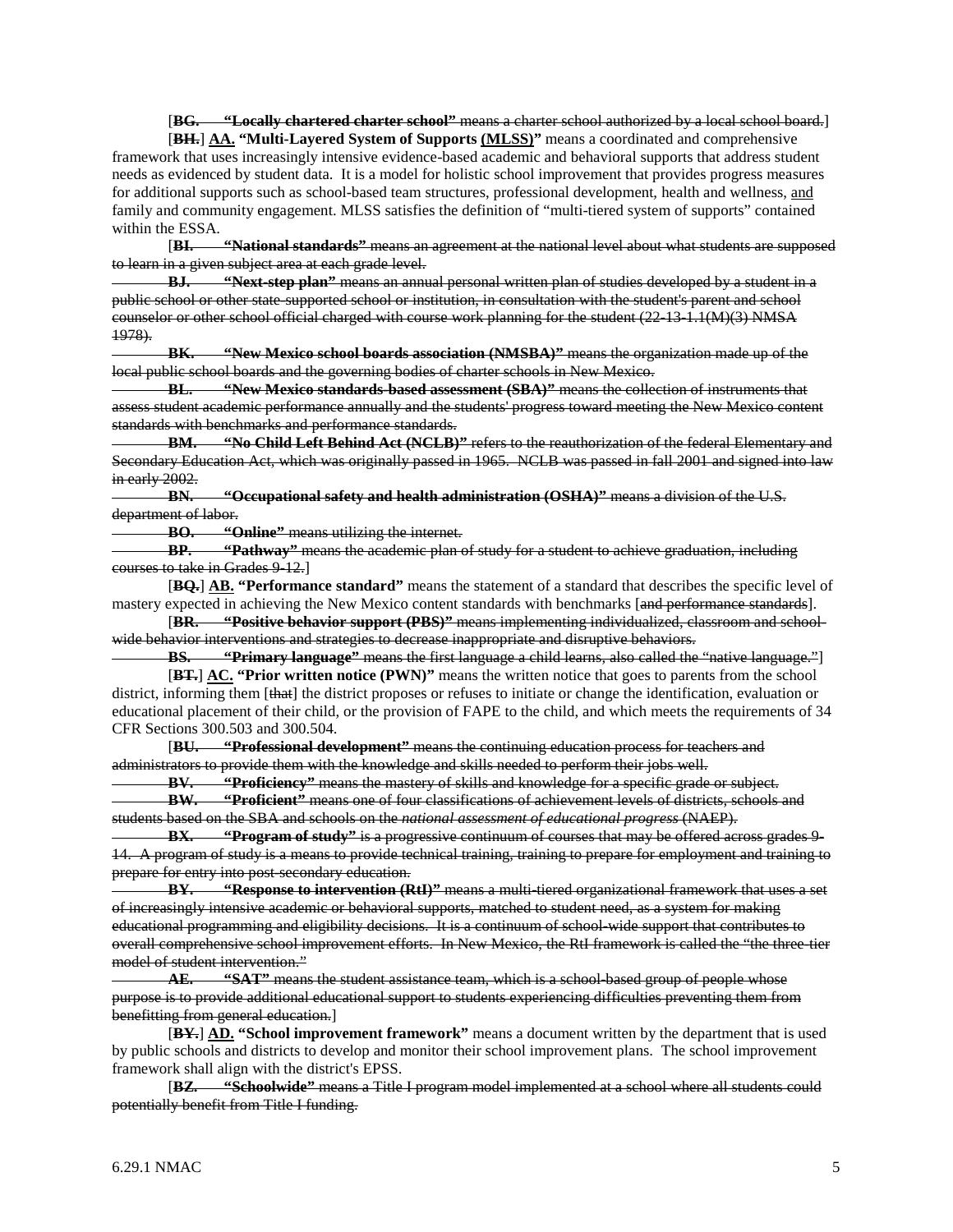[~~**BG. "Locally chartered charter school"** means a charter school authorized by a local school board.~~]

[~~**BH.**~~] **AA. "Multi-Layered System of Supports (MLSS)"** means a coordinated and comprehensive framework that uses increasingly intensive evidence-based academic and behavioral supports that address student needs as evidenced by student data. It is a model for holistic school improvement that provides progress measures for additional supports such as school-based team structures, professional development, health and wellness, and family and community engagement. MLSS satisfies the definition of "multi-tiered system of supports" contained within the ESSA.

[~~**BI. "National standards"** means an agreement at the national level about what students are supposed to learn in a given subject area at each grade level.~~

~~**BJ. "Next-step plan"** means an annual personal written plan of studies developed by a student in a public school or other state-supported school or institution, in consultation with the student's parent and school counselor or other school official charged with course work planning for the student (22-13-1.1(M)(3) NMSA 1978).~~

~~**BK. "New Mexico school boards association (NMSBA)"** means the organization made up of the local public school boards and the governing bodies of charter schools in New Mexico.~~

~~**BL. "New Mexico standards-based assessment (SBA)"** means the collection of instruments that assess student academic performance annually and the students' progress toward meeting the New Mexico content standards with benchmarks and performance standards.~~

~~**BM. "No Child Left Behind Act (NCLB)"** refers to the reauthorization of the federal Elementary and Secondary Education Act, which was originally passed in 1965. NCLB was passed in fall 2001 and signed into law in early 2002.~~

~~**BN. "Occupational safety and health administration (OSHA)"** means a division of the U.S. department of labor.~~

~~**BO. "Online"** means utilizing the internet.~~

~~**BP. "Pathway"** means the academic plan of study for a student to achieve graduation, including courses to take in Grades 9-12.~~]

[~~**BQ.**~~] **AB. "Performance standard"** means the statement of a standard that describes the specific level of mastery expected in achieving the New Mexico content standards with benchmarks [~~and performance standards~~].

[~~**BR. "Positive behavior support (PBS)"** means implementing individualized, classroom and school-wide behavior interventions and strategies to decrease inappropriate and disruptive behaviors.~~

~~**BS. "Primary language"** means the first language a child learns, also called the "native language."~~]

[~~**BT.**~~] **AC. "Prior written notice (PWN)"** means the written notice that goes to parents from the school district, informing them [~~that~~] the district proposes or refuses to initiate or change the identification, evaluation or educational placement of their child, or the provision of FAPE to the child, and which meets the requirements of 34 CFR Sections 300.503 and 300.504.

[~~**BU. "Professional development"** means the continuing education process for teachers and administrators to provide them with the knowledge and skills needed to perform their jobs well.~~

~~**BV. "Proficiency"** means the mastery of skills and knowledge for a specific grade or subject.~~

~~**BW. "Proficient"** means one of four classifications of achievement levels of districts, schools and students based on the SBA and schools on the *national assessment of educational progress* (NAEP).~~

~~**BX. "Program of study"** is a progressive continuum of courses that may be offered across grades 9-14. A program of study is a means to provide technical training, training to prepare for employment and training to prepare for entry into post-secondary education.~~

~~**BY. "Response to intervention (RtI)"** means a multi-tiered organizational framework that uses a set of increasingly intensive academic or behavioral supports, matched to student need, as a system for making educational programming and eligibility decisions. It is a continuum of school-wide support that contributes to overall comprehensive school improvement efforts. In New Mexico, the RtI framework is called the "the three-tier model of student intervention."~~

~~**AE. "SAT"** means the student assistance team, which is a school-based group of people whose purpose is to provide additional educational support to students experiencing difficulties preventing them from benefitting from general education.~~]

[~~**BY.**~~] **AD. "School improvement framework"** means a document written by the department that is used by public schools and districts to develop and monitor their school improvement plans. The school improvement framework shall align with the district's EPSS.

[~~**BZ. "Schoolwide"** means a Title I program model implemented at a school where all students could potentially benefit from Title I funding.~~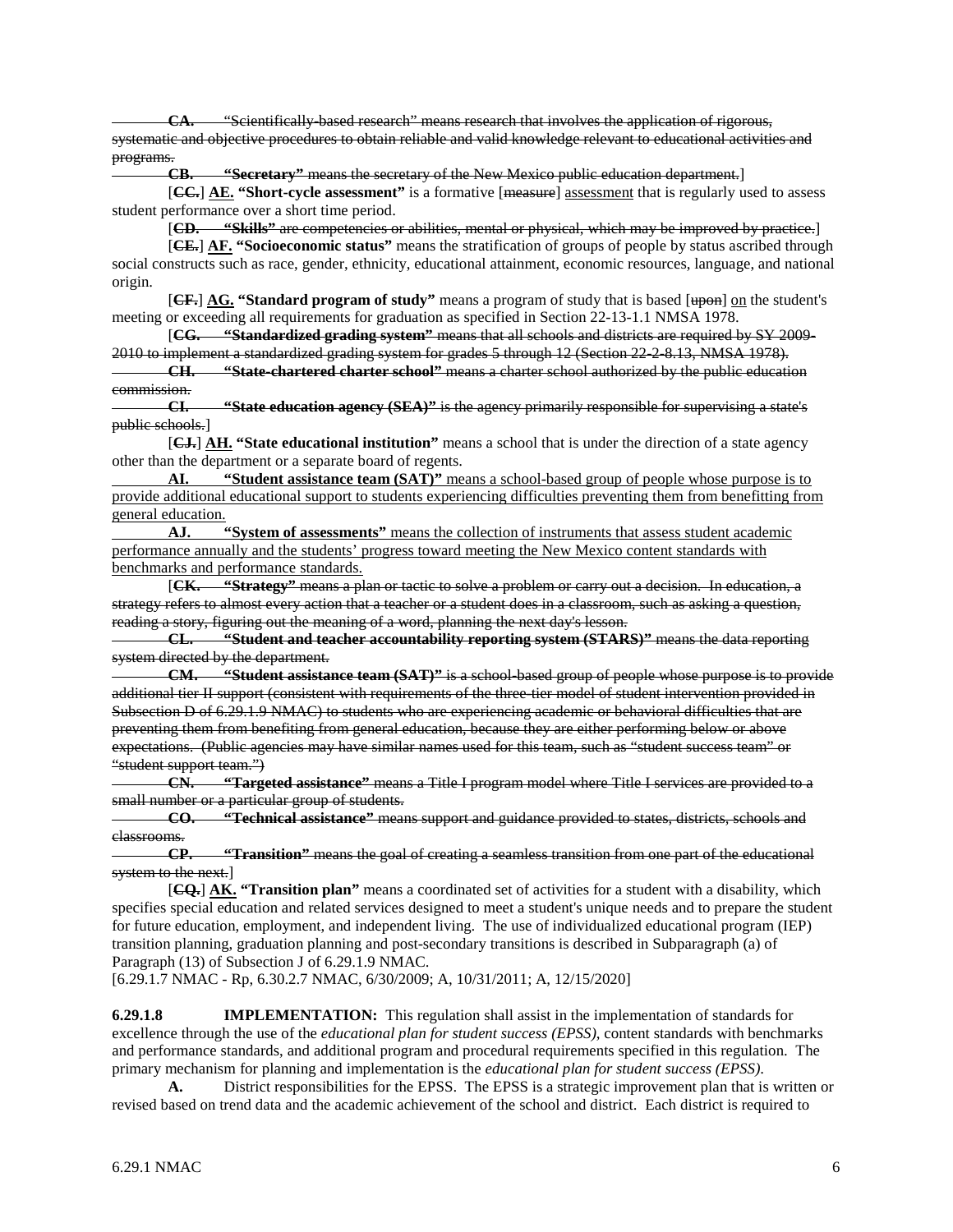~~**CA.** "Scientifically-based research" means research that involves the application of rigorous, systematic and objective procedures to obtain reliable and valid knowledge relevant to educational activities and programs.~~

~~**CB.** **"Secretary"** means the secretary of the New Mexico public education department.~~]

[~~**CC.**~~] <u>**AE.**</u> **"Short-cycle assessment"** is a formative [~~measure~~] <u>assessment</u> that is regularly used to assess student performance over a short time period.

[~~**CD.** **"Skills"** are competencies or abilities, mental or physical, which may be improved by practice.~~]

[~~**CE.**~~] <u>**AF.**</u> **"Socioeconomic status"** means the stratification of groups of people by status ascribed through social constructs such as race, gender, ethnicity, educational attainment, economic resources, language, and national origin.

[~~**CF.**~~] <u>**AG.**</u> **"Standard program of study"** means a program of study that is based [~~upon~~] <u>on</u> the student's meeting or exceeding all requirements for graduation as specified in Section 22-13-1.1 NMSA 1978.

[~~**CG.** **"Standardized grading system"** means that all schools and districts are required by SY 2009-2010 to implement a standardized grading system for grades 5 through 12 (Section 22-2-8.13, NMSA 1978).~~

~~**CH.** **"State-chartered charter school"** means a charter school authorized by the public education commission.~~

~~**CI.** **"State education agency (SEA)"** is the agency primarily responsible for supervising a state's public schools.~~]

[~~**CJ.**~~] <u>**AH.**</u> **"State educational institution"** means a school that is under the direction of a state agency other than the department or a separate board of regents.

<u>**AI.** **"Student assistance team (SAT)"** means a school-based group of people whose purpose is to provide additional educational support to students experiencing difficulties preventing them from benefitting from general education.</u>

<u>**AJ.** **"System of assessments"** means the collection of instruments that assess student academic performance annually and the students' progress toward meeting the New Mexico content standards with benchmarks and performance standards.</u>

[~~**CK.** **"Strategy"** means a plan or tactic to solve a problem or carry out a decision. In education, a strategy refers to almost every action that a teacher or a student does in a classroom, such as asking a question, reading a story, figuring out the meaning of a word, planning the next day's lesson.~~

~~**CL.** **"Student and teacher accountability reporting system (STARS)"** means the data reporting system directed by the department.~~

~~**CM.** **"Student assistance team (SAT)"** is a school-based group of people whose purpose is to provide additional tier II support (consistent with requirements of the three-tier model of student intervention provided in Subsection D of 6.29.1.9 NMAC) to students who are experiencing academic or behavioral difficulties that are preventing them from benefiting from general education, because they are either performing below or above expectations. (Public agencies may have similar names used for this team, such as "student success team" or "student support team.")~~

~~**CN.** **"Targeted assistance"** means a Title I program model where Title I services are provided to a small number or a particular group of students.~~

~~**CO.** **"Technical assistance"** means support and guidance provided to states, districts, schools and classrooms.~~

~~**CP.** **"Transition"** means the goal of creating a seamless transition from one part of the educational system to the next.~~]

[~~**CQ.**~~] <u>**AK.**</u> **"Transition plan"** means a coordinated set of activities for a student with a disability, which specifies special education and related services designed to meet a student's unique needs and to prepare the student for future education, employment, and independent living. The use of individualized educational program (IEP) transition planning, graduation planning and post-secondary transitions is described in Subparagraph (a) of Paragraph (13) of Subsection J of 6.29.1.9 NMAC.

[6.29.1.7 NMAC - Rp, 6.30.2.7 NMAC, 6/30/2009; A, 10/31/2011; A, 12/15/2020]

**6.29.1.8 IMPLEMENTATION:** This regulation shall assist in the implementation of standards for excellence through the use of the *educational plan for student success (EPSS)*, content standards with benchmarks and performance standards, and additional program and procedural requirements specified in this regulation. The primary mechanism for planning and implementation is the *educational plan for student success (EPSS)*.

**A.** District responsibilities for the EPSS. The EPSS is a strategic improvement plan that is written or revised based on trend data and the academic achievement of the school and district. Each district is required to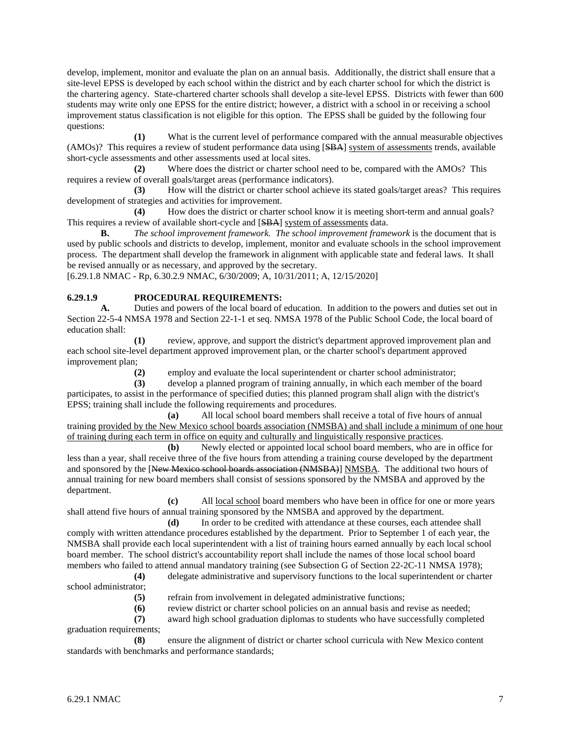develop, implement, monitor and evaluate the plan on an annual basis. Additionally, the district shall ensure that a site-level EPSS is developed by each school within the district and by each charter school for which the district is the chartering agency. State-chartered charter schools shall develop a site-level EPSS. Districts with fewer than 600 students may write only one EPSS for the entire district; however, a district with a school in or receiving a school improvement status classification is not eligible for this option. The EPSS shall be guided by the following four questions:

**(1)** What is the current level of performance compared with the annual measurable objectives (AMOs)? This requires a review of student performance data using [~~SBA~~] system of assessments trends, available short-cycle assessments and other assessments used at local sites.

**(2)** Where does the district or charter school need to be, compared with the AMOs? This requires a review of overall goals/target areas (performance indicators).

**(3)** How will the district or charter school achieve its stated goals/target areas? This requires development of strategies and activities for improvement.

**(4)** How does the district or charter school know it is meeting short-term and annual goals? This requires a review of available short-cycle and [~~SBA~~] system of assessments data.

**B.** *The school improvement framework. The school improvement framework* is the document that is used by public schools and districts to develop, implement, monitor and evaluate schools in the school improvement process. The department shall develop the framework in alignment with applicable state and federal laws. It shall be revised annually or as necessary, and approved by the secretary.

[6.29.1.8 NMAC - Rp, 6.30.2.9 NMAC, 6/30/2009; A, 10/31/2011; A, 12/15/2020]

**6.29.1.9 PROCEDURAL REQUIREMENTS:**

**A.** Duties and powers of the local board of education. In addition to the powers and duties set out in Section 22-5-4 NMSA 1978 and Section 22-1-1 et seq. NMSA 1978 of the Public School Code, the local board of education shall:

**(1)** review, approve, and support the district's department approved improvement plan and each school site-level department approved improvement plan, or the charter school's department approved improvement plan;

**(2)** employ and evaluate the local superintendent or charter school administrator;

**(3)** develop a planned program of training annually, in which each member of the board participates, to assist in the performance of specified duties; this planned program shall align with the district's EPSS; training shall include the following requirements and procedures.

**(a)** All local school board members shall receive a total of five hours of annual training provided by the New Mexico school boards association (NMSBA) and shall include a minimum of one hour of training during each term in office on equity and culturally and linguistically responsive practices.

**(b)** Newly elected or appointed local school board members, who are in office for less than a year, shall receive three of the five hours from attending a training course developed by the department and sponsored by the [~~New Mexico school boards association (NMSBA)~~] NMSBA. The additional two hours of annual training for new board members shall consist of sessions sponsored by the NMSBA and approved by the department.

**(c)** All local school board members who have been in office for one or more years shall attend five hours of annual training sponsored by the NMSBA and approved by the department.

**(d)** In order to be credited with attendance at these courses, each attendee shall comply with written attendance procedures established by the department. Prior to September 1 of each year, the NMSBA shall provide each local superintendent with a list of training hours earned annually by each local school board member. The school district's accountability report shall include the names of those local school board members who failed to attend annual mandatory training (see Subsection G of Section 22-2C-11 NMSA 1978);

**(4)** delegate administrative and supervisory functions to the local superintendent or charter school administrator;

**(5)** refrain from involvement in delegated administrative functions;

**(6)** review district or charter school policies on an annual basis and revise as needed;

**(7)** award high school graduation diplomas to students who have successfully completed graduation requirements;

**(8)** ensure the alignment of district or charter school curricula with New Mexico content standards with benchmarks and performance standards;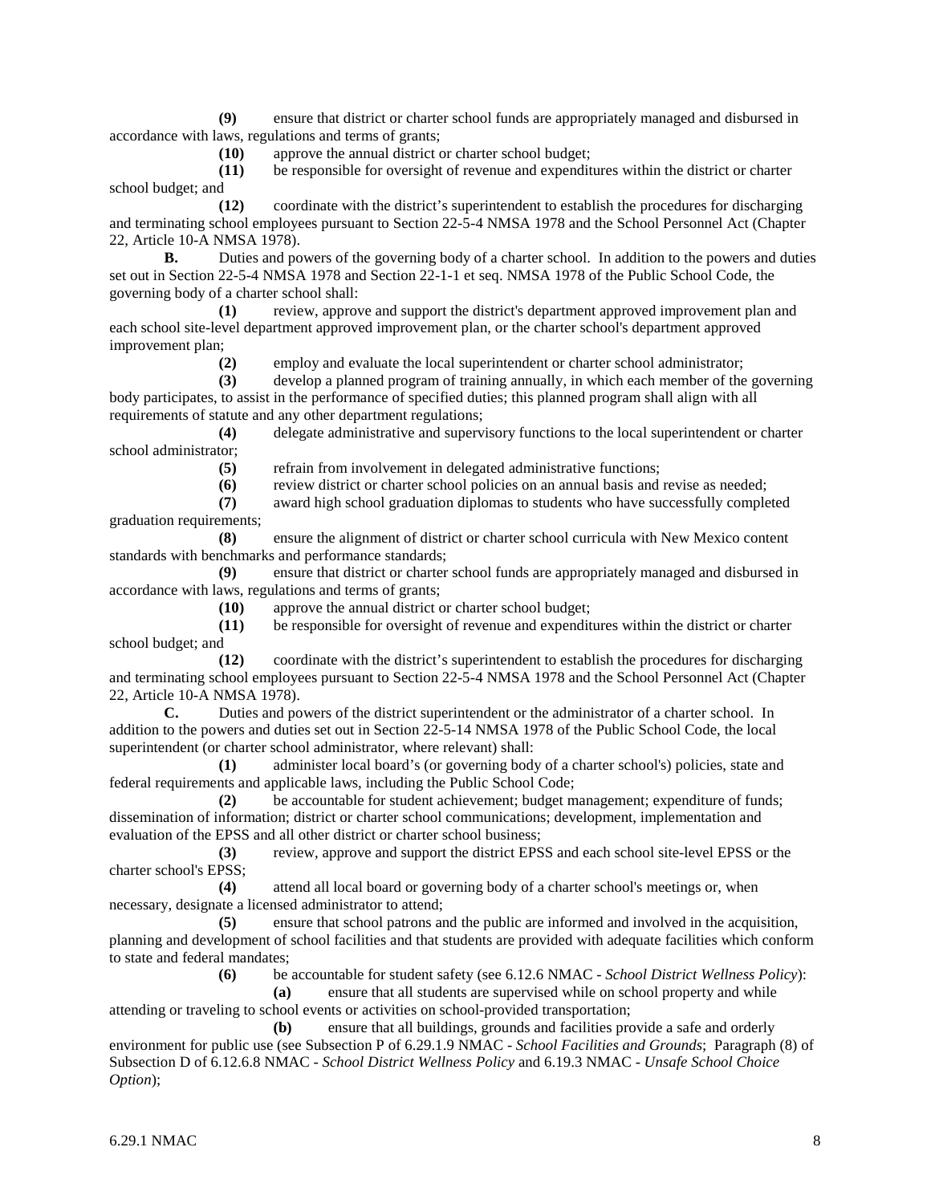**(9)** ensure that district or charter school funds are appropriately managed and disbursed in accordance with laws, regulations and terms of grants;

**(10)** approve the annual district or charter school budget;

**(11)** be responsible for oversight of revenue and expenditures within the district or charter school budget; and

**(12)** coordinate with the district's superintendent to establish the procedures for discharging and terminating school employees pursuant to Section 22-5-4 NMSA 1978 and the School Personnel Act (Chapter 22, Article 10-A NMSA 1978).

**B.** Duties and powers of the governing body of a charter school. In addition to the powers and duties set out in Section 22-5-4 NMSA 1978 and Section 22-1-1 et seq. NMSA 1978 of the Public School Code, the governing body of a charter school shall:

**(1)** review, approve and support the district's department approved improvement plan and each school site-level department approved improvement plan, or the charter school's department approved improvement plan;

**(2)** employ and evaluate the local superintendent or charter school administrator;

**(3)** develop a planned program of training annually, in which each member of the governing body participates, to assist in the performance of specified duties; this planned program shall align with all requirements of statute and any other department regulations;

**(4)** delegate administrative and supervisory functions to the local superintendent or charter school administrator;

**(5)** refrain from involvement in delegated administrative functions;

**(6)** review district or charter school policies on an annual basis and revise as needed;

**(7)** award high school graduation diplomas to students who have successfully completed graduation requirements;

**(8)** ensure the alignment of district or charter school curricula with New Mexico content standards with benchmarks and performance standards;

**(9)** ensure that district or charter school funds are appropriately managed and disbursed in accordance with laws, regulations and terms of grants;

**(10)** approve the annual district or charter school budget;

**(11)** be responsible for oversight of revenue and expenditures within the district or charter school budget; and

**(12)** coordinate with the district's superintendent to establish the procedures for discharging and terminating school employees pursuant to Section 22-5-4 NMSA 1978 and the School Personnel Act (Chapter 22, Article 10-A NMSA 1978).

**C.** Duties and powers of the district superintendent or the administrator of a charter school. In addition to the powers and duties set out in Section 22-5-14 NMSA 1978 of the Public School Code, the local superintendent (or charter school administrator, where relevant) shall:

**(1)** administer local board's (or governing body of a charter school's) policies, state and federal requirements and applicable laws, including the Public School Code;

**(2)** be accountable for student achievement; budget management; expenditure of funds; dissemination of information; district or charter school communications; development, implementation and evaluation of the EPSS and all other district or charter school business;

**(3)** review, approve and support the district EPSS and each school site-level EPSS or the charter school's EPSS;

**(4)** attend all local board or governing body of a charter school's meetings or, when necessary, designate a licensed administrator to attend;

**(5)** ensure that school patrons and the public are informed and involved in the acquisition, planning and development of school facilities and that students are provided with adequate facilities which conform to state and federal mandates;

**(6)** be accountable for student safety (see 6.12.6 NMAC - *School District Wellness Policy*):

**(a)** ensure that all students are supervised while on school property and while attending or traveling to school events or activities on school-provided transportation;

**(b)** ensure that all buildings, grounds and facilities provide a safe and orderly environment for public use (see Subsection P of 6.29.1.9 NMAC - *School Facilities and Grounds*; Paragraph (8) of Subsection D of 6.12.6.8 NMAC - *School District Wellness Policy* and 6.19.3 NMAC - *Unsafe School Choice Option*);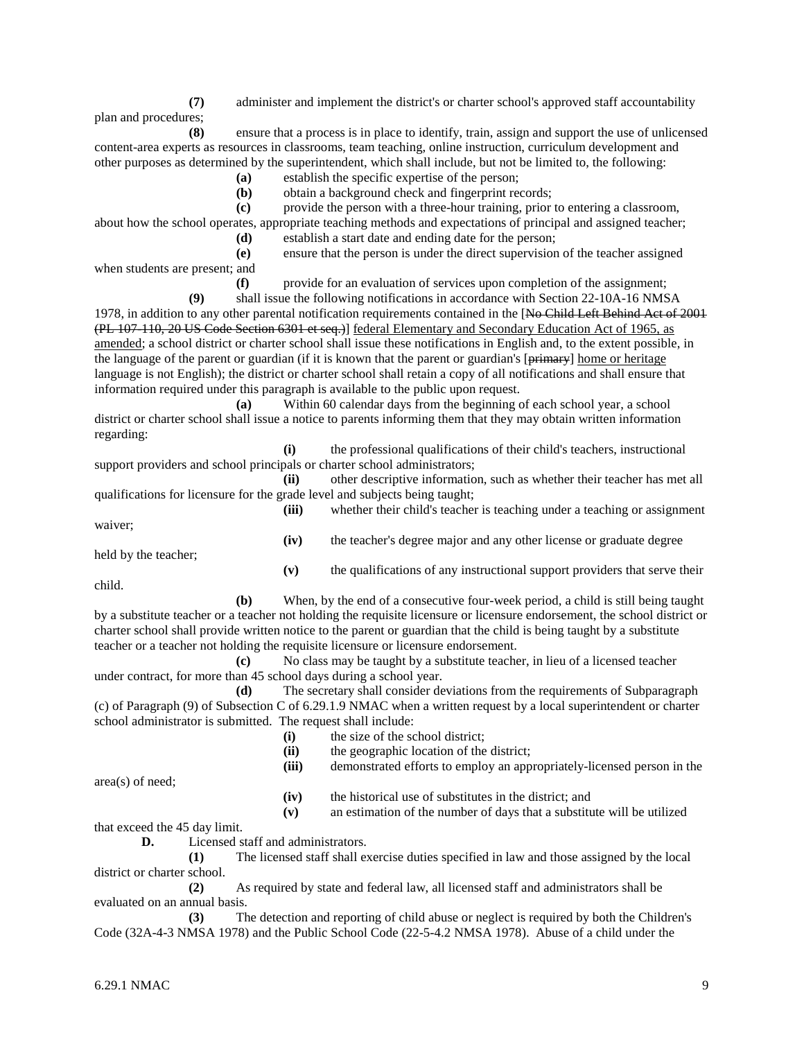**(7)** administer and implement the district's or charter school's approved staff accountability plan and procedures;

**(8)** ensure that a process is in place to identify, train, assign and support the use of unlicensed content-area experts as resources in classrooms, team teaching, online instruction, curriculum development and other purposes as determined by the superintendent, which shall include, but not be limited to, the following:

**(a)** establish the specific expertise of the person;

**(b)** obtain a background check and fingerprint records;

**(c)** provide the person with a three-hour training, prior to entering a classroom, about how the school operates, appropriate teaching methods and expectations of principal and assigned teacher;

**(d)** establish a start date and ending date for the person;

**(e)** ensure that the person is under the direct supervision of the teacher assigned when students are present; and

**(f)** provide for an evaluation of services upon completion of the assignment;

**(9)** shall issue the following notifications in accordance with Section 22-10A-16 NMSA 1978, in addition to any other parental notification requirements contained in the [~~No Child Left Behind Act of 2001 (PL 107-110, 20 US Code Section 6301 et seq.)~~] <u>federal Elementary and Secondary Education Act of 1965, as amended</u>; a school district or charter school shall issue these notifications in English and, to the extent possible, in the language of the parent or guardian (if it is known that the parent or guardian's [~~primary~~] <u>home or heritage</u> language is not English); the district or charter school shall retain a copy of all notifications and shall ensure that information required under this paragraph is available to the public upon request.

**(a)** Within 60 calendar days from the beginning of each school year, a school district or charter school shall issue a notice to parents informing them that they may obtain written information regarding:

**(i)** the professional qualifications of their child's teachers, instructional support providers and school principals or charter school administrators;

**(ii)** other descriptive information, such as whether their teacher has met all qualifications for licensure for the grade level and subjects being taught;

**(iii)** whether their child's teacher is teaching under a teaching or assignment waiver;

**(iv)** the teacher's degree major and any other license or graduate degree held by the teacher;

**(v)** the qualifications of any instructional support providers that serve their child.

**(b)** When, by the end of a consecutive four-week period, a child is still being taught by a substitute teacher or a teacher not holding the requisite licensure or licensure endorsement, the school district or charter school shall provide written notice to the parent or guardian that the child is being taught by a substitute teacher or a teacher not holding the requisite licensure or licensure endorsement.

**(c)** No class may be taught by a substitute teacher, in lieu of a licensed teacher under contract, for more than 45 school days during a school year.

**(d)** The secretary shall consider deviations from the requirements of Subparagraph (c) of Paragraph (9) of Subsection C of 6.29.1.9 NMAC when a written request by a local superintendent or charter school administrator is submitted. The request shall include:

**(i)** the size of the school district;

**(ii)** the geographic location of the district;

**(iii)** demonstrated efforts to employ an appropriately-licensed person in the area(s) of need;

**(iv)** the historical use of substitutes in the district; and

**(v)** an estimation of the number of days that a substitute will be utilized that exceed the 45 day limit.

**D.** Licensed staff and administrators.

**(1)** The licensed staff shall exercise duties specified in law and those assigned by the local district or charter school.

**(2)** As required by state and federal law, all licensed staff and administrators shall be evaluated on an annual basis.

**(3)** The detection and reporting of child abuse or neglect is required by both the Children's Code (32A-4-3 NMSA 1978) and the Public School Code (22-5-4.2 NMSA 1978). Abuse of a child under the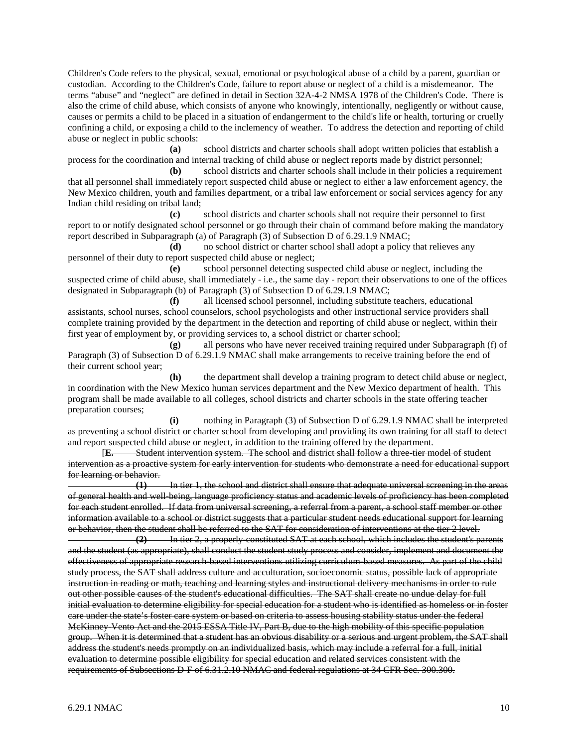Children's Code refers to the physical, sexual, emotional or psychological abuse of a child by a parent, guardian or custodian. According to the Children's Code, failure to report abuse or neglect of a child is a misdemeanor. The terms "abuse" and "neglect" are defined in detail in Section 32A-4-2 NMSA 1978 of the Children's Code. There is also the crime of child abuse, which consists of anyone who knowingly, intentionally, negligently or without cause, causes or permits a child to be placed in a situation of endangerment to the child's life or health, torturing or cruelly confining a child, or exposing a child to the inclemency of weather. To address the detection and reporting of child abuse or neglect in public schools:

**(a)** school districts and charter schools shall adopt written policies that establish a process for the coordination and internal tracking of child abuse or neglect reports made by district personnel;

**(b)** school districts and charter schools shall include in their policies a requirement that all personnel shall immediately report suspected child abuse or neglect to either a law enforcement agency, the New Mexico children, youth and families department, or a tribal law enforcement or social services agency for any Indian child residing on tribal land;

**(c)** school districts and charter schools shall not require their personnel to first report to or notify designated school personnel or go through their chain of command before making the mandatory report described in Subparagraph (a) of Paragraph (3) of Subsection D of 6.29.1.9 NMAC;

**(d)** no school district or charter school shall adopt a policy that relieves any personnel of their duty to report suspected child abuse or neglect;

**(e)** school personnel detecting suspected child abuse or neglect, including the suspected crime of child abuse, shall immediately - i.e., the same day - report their observations to one of the offices designated in Subparagraph (b) of Paragraph (3) of Subsection D of 6.29.1.9 NMAC;

**(f)** all licensed school personnel, including substitute teachers, educational assistants, school nurses, school counselors, school psychologists and other instructional service providers shall complete training provided by the department in the detection and reporting of child abuse or neglect, within their first year of employment by, or providing services to, a school district or charter school;

**(g)** all persons who have never received training required under Subparagraph (f) of Paragraph (3) of Subsection D of 6.29.1.9 NMAC shall make arrangements to receive training before the end of their current school year;

**(h)** the department shall develop a training program to detect child abuse or neglect, in coordination with the New Mexico human services department and the New Mexico department of health. This program shall be made available to all colleges, school districts and charter schools in the state offering teacher preparation courses;

**(i)** nothing in Paragraph (3) of Subsection D of 6.29.1.9 NMAC shall be interpreted as preventing a school district or charter school from developing and providing its own training for all staff to detect and report suspected child abuse or neglect, in addition to the training offered by the department.

[~~**E.** Student intervention system. The school and district shall follow a three-tier model of student intervention as a proactive system for early intervention for students who demonstrate a need for educational support for learning or behavior.~~

~~**(1)** In tier 1, the school and district shall ensure that adequate universal screening in the areas of general health and well-being, language proficiency status and academic levels of proficiency has been completed for each student enrolled. If data from universal screening, a referral from a parent, a school staff member or other information available to a school or district suggests that a particular student needs educational support for learning or behavior, then the student shall be referred to the SAT for consideration of interventions at the tier 2 level.~~

~~**(2)** In tier 2, a properly-constituted SAT at each school, which includes the student's parents and the student (as appropriate), shall conduct the student study process and consider, implement and document the effectiveness of appropriate research-based interventions utilizing curriculum-based measures. As part of the child study process, the SAT shall address culture and acculturation, socioeconomic status, possible lack of appropriate instruction in reading or math, teaching and learning styles and instructional delivery mechanisms in order to rule out other possible causes of the student's educational difficulties. The SAT shall create no undue delay for full initial evaluation to determine eligibility for special education for a student who is identified as homeless or in foster care under the state's foster care system or based on criteria to assess housing stability status under the federal McKinney-Vento Act and the 2015 ESSA Title IV, Part B, due to the high mobility of this specific population group. When it is determined that a student has an obvious disability or a serious and urgent problem, the SAT shall address the student's needs promptly on an individualized basis, which may include a referral for a full, initial evaluation to determine possible eligibility for special education and related services consistent with the requirements of Subsections D-F of 6.31.2.10 NMAC and federal regulations at 34 CFR Sec. 300.300.~~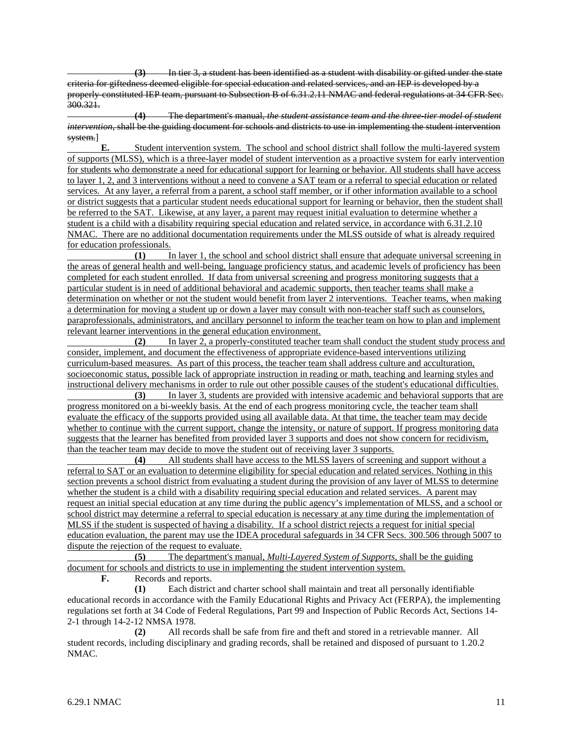~~**(3)** In tier 3, a student has been identified as a student with disability or gifted under the state criteria for giftedness deemed eligible for special education and related services, and an IEP is developed by a properly-constituted IEP team, pursuant to Subsection B of 6.31.2.11 NMAC and federal regulations at 34 CFR Sec. 300.321.~~

~~**(4)** The department's manual, *the student assistance team and the three-tier model of student intervention*, shall be the guiding document for schools and districts to use in implementing the student intervention system.~~]

**E.** <u>Student intervention system. The school and school district shall follow the multi-layered system of supports (MLSS), which is a three-layer model of student intervention as a proactive system for early intervention for students who demonstrate a need for educational support for learning or behavior. All students shall have access to layer 1, 2, and 3 interventions without a need to convene a SAT team or a referral to special education or related services. At any layer, a referral from a parent, a school staff member, or if other information available to a school or district suggests that a particular student needs educational support for learning or behavior, then the student shall be referred to the SAT. Likewise, at any layer, a parent may request initial evaluation to determine whether a student is a child with a disability requiring special education and related service, in accordance with 6.31.2.10 NMAC. There are no additional documentation requirements under the MLSS outside of what is already required for education professionals.</u>

<u>**(1)** In layer 1, the school and school district shall ensure that adequate universal screening in the areas of general health and well-being, language proficiency status, and academic levels of proficiency has been completed for each student enrolled. If data from universal screening and progress monitoring suggests that a particular student is in need of additional behavioral and academic supports, then teacher teams shall make a determination on whether or not the student would benefit from layer 2 interventions. Teacher teams, when making a determination for moving a student up or down a layer may consult with non-teacher staff such as counselors, paraprofessionals, administrators, and ancillary personnel to inform the teacher team on how to plan and implement relevant learner interventions in the general education environment.</u>

<u>**(2)** In layer 2, a properly-constituted teacher team shall conduct the student study process and consider, implement, and document the effectiveness of appropriate evidence-based interventions utilizing curriculum-based measures. As part of this process, the teacher team shall address culture and acculturation, socioeconomic status, possible lack of appropriate instruction in reading or math, teaching and learning styles and instructional delivery mechanisms in order to rule out other possible causes of the student's educational difficulties.</u>

<u>**(3)** In layer 3, students are provided with intensive academic and behavioral supports that are progress monitored on a bi-weekly basis. At the end of each progress monitoring cycle, the teacher team shall evaluate the efficacy of the supports provided using all available data. At that time, the teacher team may decide whether to continue with the current support, change the intensity, or nature of support. If progress monitoring data suggests that the learner has benefited from provided layer 3 supports and does not show concern for recidivism, than the teacher team may decide to move the student out of receiving layer 3 supports.</u>

<u>**(4)** All students shall have access to the MLSS layers of screening and support without a referral to SAT or an evaluation to determine eligibility for special education and related services. Nothing in this section prevents a school district from evaluating a student during the provision of any layer of MLSS to determine whether the student is a child with a disability requiring special education and related services. A parent may request an initial special education at any time during the public agency's implementation of MLSS, and a school or school district may determine a referral to special education is necessary at any time during the implementation of MLSS if the student is suspected of having a disability. If a school district rejects a request for initial special education evaluation, the parent may use the IDEA procedural safeguards in 34 CFR Secs. 300.506 through 5007 to dispute the rejection of the request to evaluate.</u>

<u>**(5)** The department's manual, *Multi-Layered System of Supports*, shall be the guiding document for schools and districts to use in implementing the student intervention system.</u>

**F.** Records and reports.

**(1)** Each district and charter school shall maintain and treat all personally identifiable educational records in accordance with the Family Educational Rights and Privacy Act (FERPA), the implementing regulations set forth at 34 Code of Federal Regulations, Part 99 and Inspection of Public Records Act, Sections 14-2-1 through 14-2-12 NMSA 1978.

**(2)** All records shall be safe from fire and theft and stored in a retrievable manner. All student records, including disciplinary and grading records, shall be retained and disposed of pursuant to 1.20.2 NMAC.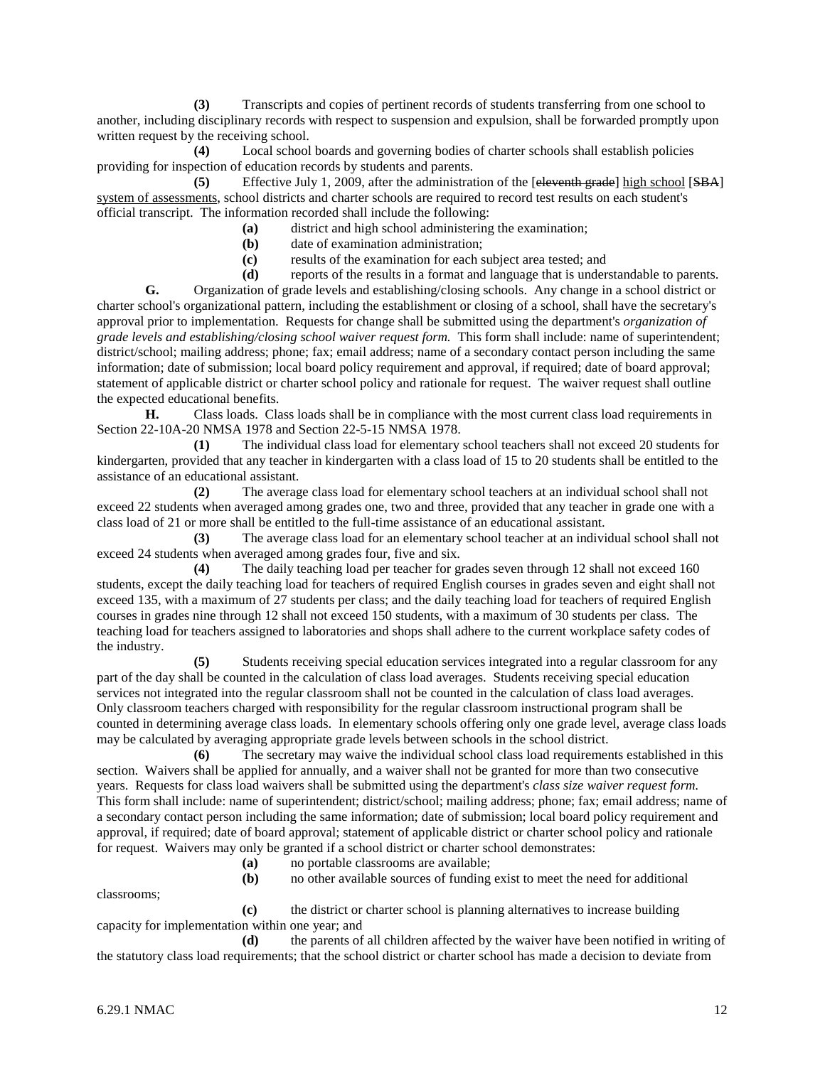**(3)** Transcripts and copies of pertinent records of students transferring from one school to another, including disciplinary records with respect to suspension and expulsion, shall be forwarded promptly upon written request by the receiving school.

**(4)** Local school boards and governing bodies of charter schools shall establish policies providing for inspection of education records by students and parents.

**(5)** Effective July 1, 2009, after the administration of the [~~eleventh grade~~] high school [~~SBA~~] system of assessments, school districts and charter schools are required to record test results on each student's official transcript. The information recorded shall include the following:

**(a)** district and high school administering the examination;

**(b)** date of examination administration;

**(c)** results of the examination for each subject area tested; and

**(d)** reports of the results in a format and language that is understandable to parents.

**G.** Organization of grade levels and establishing/closing schools. Any change in a school district or charter school's organizational pattern, including the establishment or closing of a school, shall have the secretary's approval prior to implementation. Requests for change shall be submitted using the department's *organization of grade levels and establishing/closing school waiver request form.* This form shall include: name of superintendent; district/school; mailing address; phone; fax; email address; name of a secondary contact person including the same information; date of submission; local board policy requirement and approval, if required; date of board approval; statement of applicable district or charter school policy and rationale for request. The waiver request shall outline the expected educational benefits.

**H.** Class loads. Class loads shall be in compliance with the most current class load requirements in Section 22-10A-20 NMSA 1978 and Section 22-5-15 NMSA 1978.

**(1)** The individual class load for elementary school teachers shall not exceed 20 students for kindergarten, provided that any teacher in kindergarten with a class load of 15 to 20 students shall be entitled to the assistance of an educational assistant.

**(2)** The average class load for elementary school teachers at an individual school shall not exceed 22 students when averaged among grades one, two and three, provided that any teacher in grade one with a class load of 21 or more shall be entitled to the full-time assistance of an educational assistant.

**(3)** The average class load for an elementary school teacher at an individual school shall not exceed 24 students when averaged among grades four, five and six.

**(4)** The daily teaching load per teacher for grades seven through 12 shall not exceed 160 students, except the daily teaching load for teachers of required English courses in grades seven and eight shall not exceed 135, with a maximum of 27 students per class; and the daily teaching load for teachers of required English courses in grades nine through 12 shall not exceed 150 students, with a maximum of 30 students per class. The teaching load for teachers assigned to laboratories and shops shall adhere to the current workplace safety codes of the industry.

**(5)** Students receiving special education services integrated into a regular classroom for any part of the day shall be counted in the calculation of class load averages. Students receiving special education services not integrated into the regular classroom shall not be counted in the calculation of class load averages. Only classroom teachers charged with responsibility for the regular classroom instructional program shall be counted in determining average class loads. In elementary schools offering only one grade level, average class loads may be calculated by averaging appropriate grade levels between schools in the school district.

**(6)** The secretary may waive the individual school class load requirements established in this section. Waivers shall be applied for annually, and a waiver shall not be granted for more than two consecutive years. Requests for class load waivers shall be submitted using the department's *class size waiver request form.* This form shall include: name of superintendent; district/school; mailing address; phone; fax; email address; name of a secondary contact person including the same information; date of submission; local board policy requirement and approval, if required; date of board approval; statement of applicable district or charter school policy and rationale for request. Waivers may only be granted if a school district or charter school demonstrates:

**(a)** no portable classrooms are available;

**(b)** no other available sources of funding exist to meet the need for additional classrooms;

**(c)** the district or charter school is planning alternatives to increase building capacity for implementation within one year; and

**(d)** the parents of all children affected by the waiver have been notified in writing of the statutory class load requirements; that the school district or charter school has made a decision to deviate from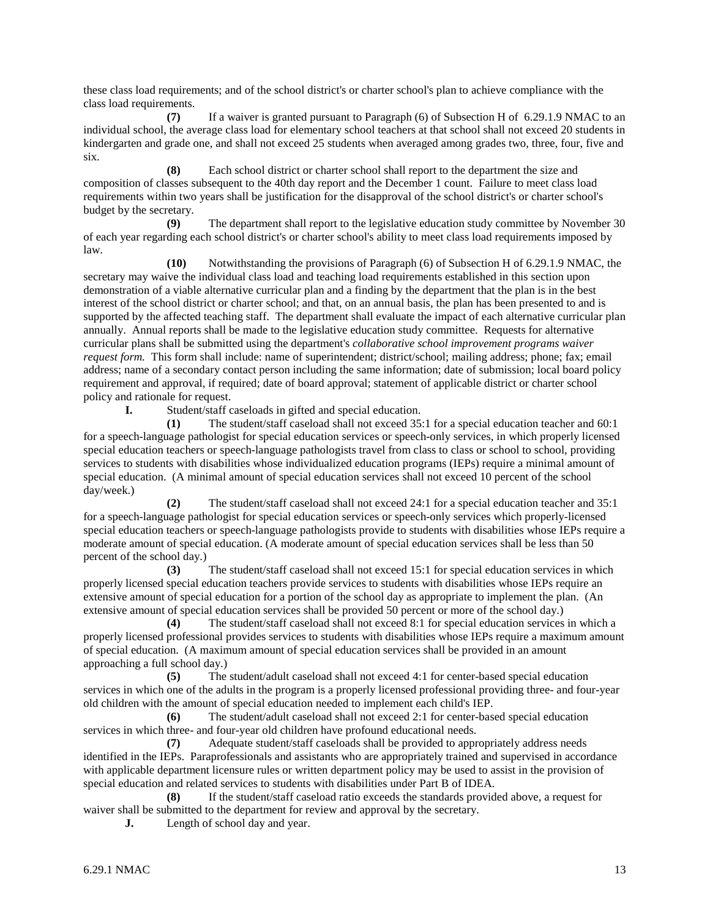these class load requirements; and of the school district's or charter school's plan to achieve compliance with the class load requirements.

**(7)** If a waiver is granted pursuant to Paragraph (6) of Subsection H of 6.29.1.9 NMAC to an individual school, the average class load for elementary school teachers at that school shall not exceed 20 students in kindergarten and grade one, and shall not exceed 25 students when averaged among grades two, three, four, five and six.

**(8)** Each school district or charter school shall report to the department the size and composition of classes subsequent to the 40th day report and the December 1 count. Failure to meet class load requirements within two years shall be justification for the disapproval of the school district's or charter school's budget by the secretary.

**(9)** The department shall report to the legislative education study committee by November 30 of each year regarding each school district's or charter school's ability to meet class load requirements imposed by law.

**(10)** Notwithstanding the provisions of Paragraph (6) of Subsection H of 6.29.1.9 NMAC, the secretary may waive the individual class load and teaching load requirements established in this section upon demonstration of a viable alternative curricular plan and a finding by the department that the plan is in the best interest of the school district or charter school; and that, on an annual basis, the plan has been presented to and is supported by the affected teaching staff. The department shall evaluate the impact of each alternative curricular plan annually. Annual reports shall be made to the legislative education study committee. Requests for alternative curricular plans shall be submitted using the department's *collaborative school improvement programs waiver request form.* This form shall include: name of superintendent; district/school; mailing address; phone; fax; email address; name of a secondary contact person including the same information; date of submission; local board policy requirement and approval, if required; date of board approval; statement of applicable district or charter school policy and rationale for request.

**I.** Student/staff caseloads in gifted and special education.

**(1)** The student/staff caseload shall not exceed 35:1 for a special education teacher and 60:1 for a speech-language pathologist for special education services or speech-only services, in which properly licensed special education teachers or speech-language pathologists travel from class to class or school to school, providing services to students with disabilities whose individualized education programs (IEPs) require a minimal amount of special education. (A minimal amount of special education services shall not exceed 10 percent of the school day/week.)

**(2)** The student/staff caseload shall not exceed 24:1 for a special education teacher and 35:1 for a speech-language pathologist for special education services or speech-only services which properly-licensed special education teachers or speech-language pathologists provide to students with disabilities whose IEPs require a moderate amount of special education. (A moderate amount of special education services shall be less than 50 percent of the school day.)

**(3)** The student/staff caseload shall not exceed 15:1 for special education services in which properly licensed special education teachers provide services to students with disabilities whose IEPs require an extensive amount of special education for a portion of the school day as appropriate to implement the plan. (An extensive amount of special education services shall be provided 50 percent or more of the school day.)

**(4)** The student/staff caseload shall not exceed 8:1 for special education services in which a properly licensed professional provides services to students with disabilities whose IEPs require a maximum amount of special education. (A maximum amount of special education services shall be provided in an amount approaching a full school day.)

**(5)** The student/adult caseload shall not exceed 4:1 for center-based special education services in which one of the adults in the program is a properly licensed professional providing three- and four-year old children with the amount of special education needed to implement each child's IEP.

**(6)** The student/adult caseload shall not exceed 2:1 for center-based special education services in which three- and four-year old children have profound educational needs.

**(7)** Adequate student/staff caseloads shall be provided to appropriately address needs identified in the IEPs. Paraprofessionals and assistants who are appropriately trained and supervised in accordance with applicable department licensure rules or written department policy may be used to assist in the provision of special education and related services to students with disabilities under Part B of IDEA.

**(8)** If the student/staff caseload ratio exceeds the standards provided above, a request for waiver shall be submitted to the department for review and approval by the secretary.

**J.** Length of school day and year.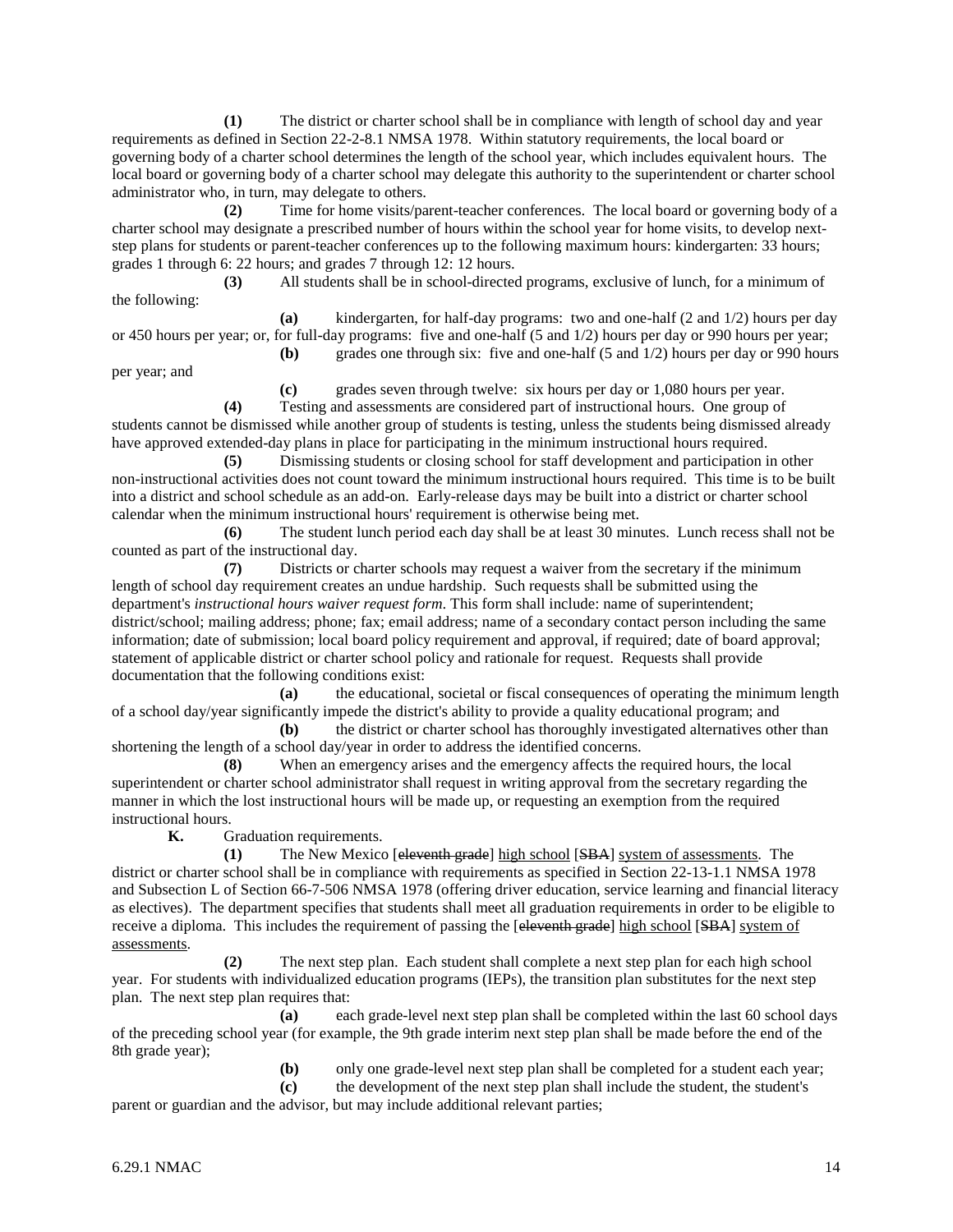**(1)** The district or charter school shall be in compliance with length of school day and year requirements as defined in Section 22-2-8.1 NMSA 1978. Within statutory requirements, the local board or governing body of a charter school determines the length of the school year, which includes equivalent hours. The local board or governing body of a charter school may delegate this authority to the superintendent or charter school administrator who, in turn, may delegate to others.

**(2)** Time for home visits/parent-teacher conferences. The local board or governing body of a charter school may designate a prescribed number of hours within the school year for home visits, to develop next-step plans for students or parent-teacher conferences up to the following maximum hours: kindergarten: 33 hours; grades 1 through 6: 22 hours; and grades 7 through 12: 12 hours.

**(3)** All students shall be in school-directed programs, exclusive of lunch, for a minimum of the following:

**(a)** kindergarten, for half-day programs: two and one-half (2 and 1/2) hours per day or 450 hours per year; or, for full-day programs: five and one-half (5 and 1/2) hours per day or 990 hours per year;

**(b)** grades one through six: five and one-half (5 and 1/2) hours per day or 990 hours per year; and

**(c)** grades seven through twelve: six hours per day or 1,080 hours per year.

**(4)** Testing and assessments are considered part of instructional hours. One group of students cannot be dismissed while another group of students is testing, unless the students being dismissed already have approved extended-day plans in place for participating in the minimum instructional hours required.

**(5)** Dismissing students or closing school for staff development and participation in other non-instructional activities does not count toward the minimum instructional hours required. This time is to be built into a district and school schedule as an add-on. Early-release days may be built into a district or charter school calendar when the minimum instructional hours' requirement is otherwise being met.

**(6)** The student lunch period each day shall be at least 30 minutes. Lunch recess shall not be counted as part of the instructional day.

**(7)** Districts or charter schools may request a waiver from the secretary if the minimum length of school day requirement creates an undue hardship. Such requests shall be submitted using the department's *instructional hours waiver request form*. This form shall include: name of superintendent; district/school; mailing address; phone; fax; email address; name of a secondary contact person including the same information; date of submission; local board policy requirement and approval, if required; date of board approval; statement of applicable district or charter school policy and rationale for request. Requests shall provide documentation that the following conditions exist:

**(a)** the educational, societal or fiscal consequences of operating the minimum length of a school day/year significantly impede the district's ability to provide a quality educational program; and

**(b)** the district or charter school has thoroughly investigated alternatives other than shortening the length of a school day/year in order to address the identified concerns.

**(8)** When an emergency arises and the emergency affects the required hours, the local superintendent or charter school administrator shall request in writing approval from the secretary regarding the manner in which the lost instructional hours will be made up, or requesting an exemption from the required instructional hours.

**K.** Graduation requirements.

**(1)** The New Mexico [~~eleventh grade~~] <u>high school</u> [~~SBA~~] <u>system of assessments</u>. The district or charter school shall be in compliance with requirements as specified in Section 22-13-1.1 NMSA 1978 and Subsection L of Section 66-7-506 NMSA 1978 (offering driver education, service learning and financial literacy as electives). The department specifies that students shall meet all graduation requirements in order to be eligible to receive a diploma. This includes the requirement of passing the [~~eleventh grade~~] <u>high school</u> [~~SBA~~] <u>system of assessments</u>.

**(2)** The next step plan. Each student shall complete a next step plan for each high school year. For students with individualized education programs (IEPs), the transition plan substitutes for the next step plan. The next step plan requires that:

**(a)** each grade-level next step plan shall be completed within the last 60 school days of the preceding school year (for example, the 9th grade interim next step plan shall be made before the end of the 8th grade year);

**(b)** only one grade-level next step plan shall be completed for a student each year;

**(c)** the development of the next step plan shall include the student, the student's parent or guardian and the advisor, but may include additional relevant parties;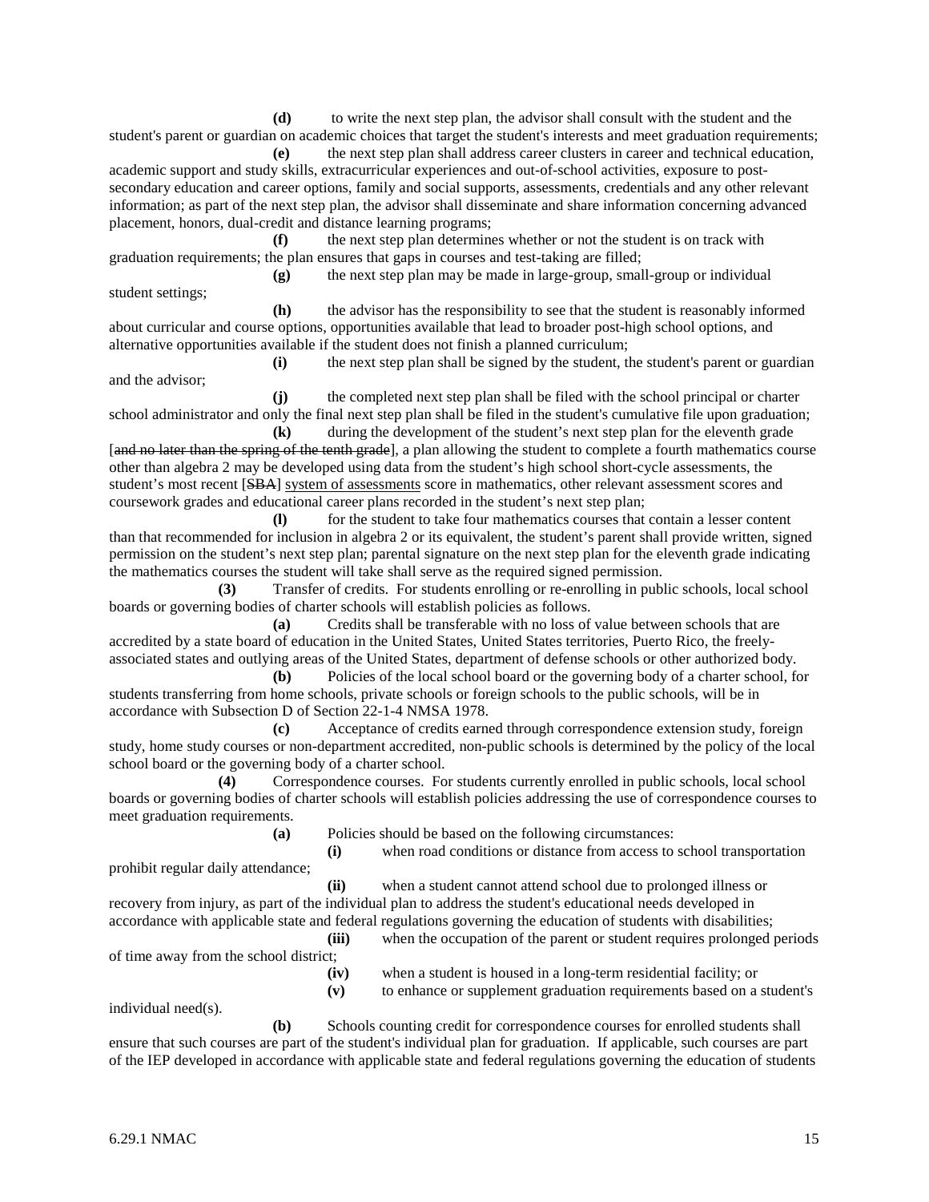**(d)** to write the next step plan, the advisor shall consult with the student and the student's parent or guardian on academic choices that target the student's interests and meet graduation requirements;

**(e)** the next step plan shall address career clusters in career and technical education, academic support and study skills, extracurricular experiences and out-of-school activities, exposure to post-secondary education and career options, family and social supports, assessments, credentials and any other relevant information; as part of the next step plan, the advisor shall disseminate and share information concerning advanced placement, honors, dual-credit and distance learning programs;

**(f)** the next step plan determines whether or not the student is on track with graduation requirements; the plan ensures that gaps in courses and test-taking are filled;

**(g)** the next step plan may be made in large-group, small-group or individual student settings;

**(h)** the advisor has the responsibility to see that the student is reasonably informed about curricular and course options, opportunities available that lead to broader post-high school options, and alternative opportunities available if the student does not finish a planned curriculum;

**(i)** the next step plan shall be signed by the student, the student's parent or guardian and the advisor;

**(j)** the completed next step plan shall be filed with the school principal or charter school administrator and only the final next step plan shall be filed in the student's cumulative file upon graduation;

**(k)** during the development of the student's next step plan for the eleventh grade [~~and no later than the spring of the tenth grade~~], a plan allowing the student to complete a fourth mathematics course other than algebra 2 may be developed using data from the student's high school short-cycle assessments, the student's most recent [~~SBA~~] <u>system of assessments</u> score in mathematics, other relevant assessment scores and coursework grades and educational career plans recorded in the student's next step plan;

**(l)** for the student to take four mathematics courses that contain a lesser content than that recommended for inclusion in algebra 2 or its equivalent, the student's parent shall provide written, signed permission on the student's next step plan; parental signature on the next step plan for the eleventh grade indicating the mathematics courses the student will take shall serve as the required signed permission.

**(3)** Transfer of credits. For students enrolling or re-enrolling in public schools, local school boards or governing bodies of charter schools will establish policies as follows.

**(a)** Credits shall be transferable with no loss of value between schools that are accredited by a state board of education in the United States, United States territories, Puerto Rico, the freely-associated states and outlying areas of the United States, department of defense schools or other authorized body.

**(b)** Policies of the local school board or the governing body of a charter school, for students transferring from home schools, private schools or foreign schools to the public schools, will be in accordance with Subsection D of Section 22-1-4 NMSA 1978.

**(c)** Acceptance of credits earned through correspondence extension study, foreign study, home study courses or non-department accredited, non-public schools is determined by the policy of the local school board or the governing body of a charter school.

**(4)** Correspondence courses. For students currently enrolled in public schools, local school boards or governing bodies of charter schools will establish policies addressing the use of correspondence courses to meet graduation requirements.

**(a)** Policies should be based on the following circumstances:

**(i)** when road conditions or distance from access to school transportation prohibit regular daily attendance;

**(ii)** when a student cannot attend school due to prolonged illness or recovery from injury, as part of the individual plan to address the student's educational needs developed in accordance with applicable state and federal regulations governing the education of students with disabilities;

**(iii)** when the occupation of the parent or student requires prolonged periods of time away from the school district;

**(iv)** when a student is housed in a long-term residential facility; or

**(v)** to enhance or supplement graduation requirements based on a student's individual need(s).

**(b)** Schools counting credit for correspondence courses for enrolled students shall ensure that such courses are part of the student's individual plan for graduation. If applicable, such courses are part of the IEP developed in accordance with applicable state and federal regulations governing the education of students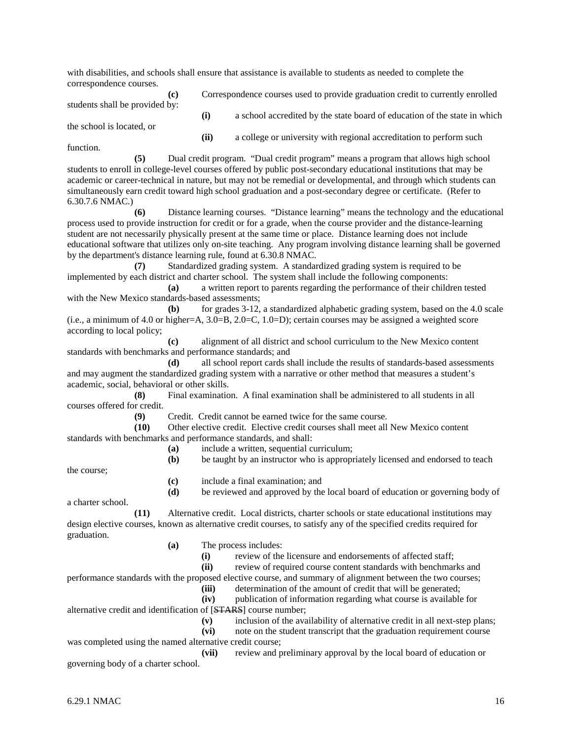with disabilities, and schools shall ensure that assistance is available to students as needed to complete the correspondence courses.

**(c)** Correspondence courses used to provide graduation credit to currently enrolled students shall be provided by:

**(i)** a school accredited by the state board of education of the state in which the school is located, or

**(ii)** a college or university with regional accreditation to perform such function.

**(5)** Dual credit program. "Dual credit program" means a program that allows high school students to enroll in college-level courses offered by public post-secondary educational institutions that may be academic or career-technical in nature, but may not be remedial or developmental, and through which students can simultaneously earn credit toward high school graduation and a post-secondary degree or certificate. (Refer to 6.30.7.6 NMAC.)

**(6)** Distance learning courses. "Distance learning" means the technology and the educational process used to provide instruction for credit or for a grade, when the course provider and the distance-learning student are not necessarily physically present at the same time or place. Distance learning does not include educational software that utilizes only on-site teaching. Any program involving distance learning shall be governed by the department's distance learning rule, found at 6.30.8 NMAC.

**(7)** Standardized grading system. A standardized grading system is required to be implemented by each district and charter school. The system shall include the following components:

**(a)** a written report to parents regarding the performance of their children tested with the New Mexico standards-based assessments;

**(b)** for grades 3-12, a standardized alphabetic grading system, based on the 4.0 scale (i.e., a minimum of 4.0 or higher=A, 3.0=B, 2.0=C, 1.0=D); certain courses may be assigned a weighted score according to local policy;

**(c)** alignment of all district and school curriculum to the New Mexico content standards with benchmarks and performance standards; and

**(d)** all school report cards shall include the results of standards-based assessments and may augment the standardized grading system with a narrative or other method that measures a student's academic, social, behavioral or other skills.

**(8)** Final examination. A final examination shall be administered to all students in all courses offered for credit.

**(9)** Credit. Credit cannot be earned twice for the same course.

**(10)** Other elective credit. Elective credit courses shall meet all New Mexico content standards with benchmarks and performance standards, and shall:

**(a)** include a written, sequential curriculum;

**(b)** be taught by an instructor who is appropriately licensed and endorsed to teach the course;

**(c)** include a final examination; and

**(d)** be reviewed and approved by the local board of education or governing body of a charter school.

**(11)** Alternative credit. Local districts, charter schools or state educational institutions may design elective courses, known as alternative credit courses, to satisfy any of the specified credits required for graduation.

**(a)** The process includes:

**(i)** review of the licensure and endorsements of affected staff;

**(ii)** review of required course content standards with benchmarks and performance standards with the proposed elective course, and summary of alignment between the two courses;

**(iii)** determination of the amount of credit that will be generated;

**(iv)** publication of information regarding what course is available for alternative credit and identification of [~~STARS~~] course number;

**(v)** inclusion of the availability of alternative credit in all next-step plans;

**(vi)** note on the student transcript that the graduation requirement course was completed using the named alternative credit course;

**(vii)** review and preliminary approval by the local board of education or governing body of a charter school.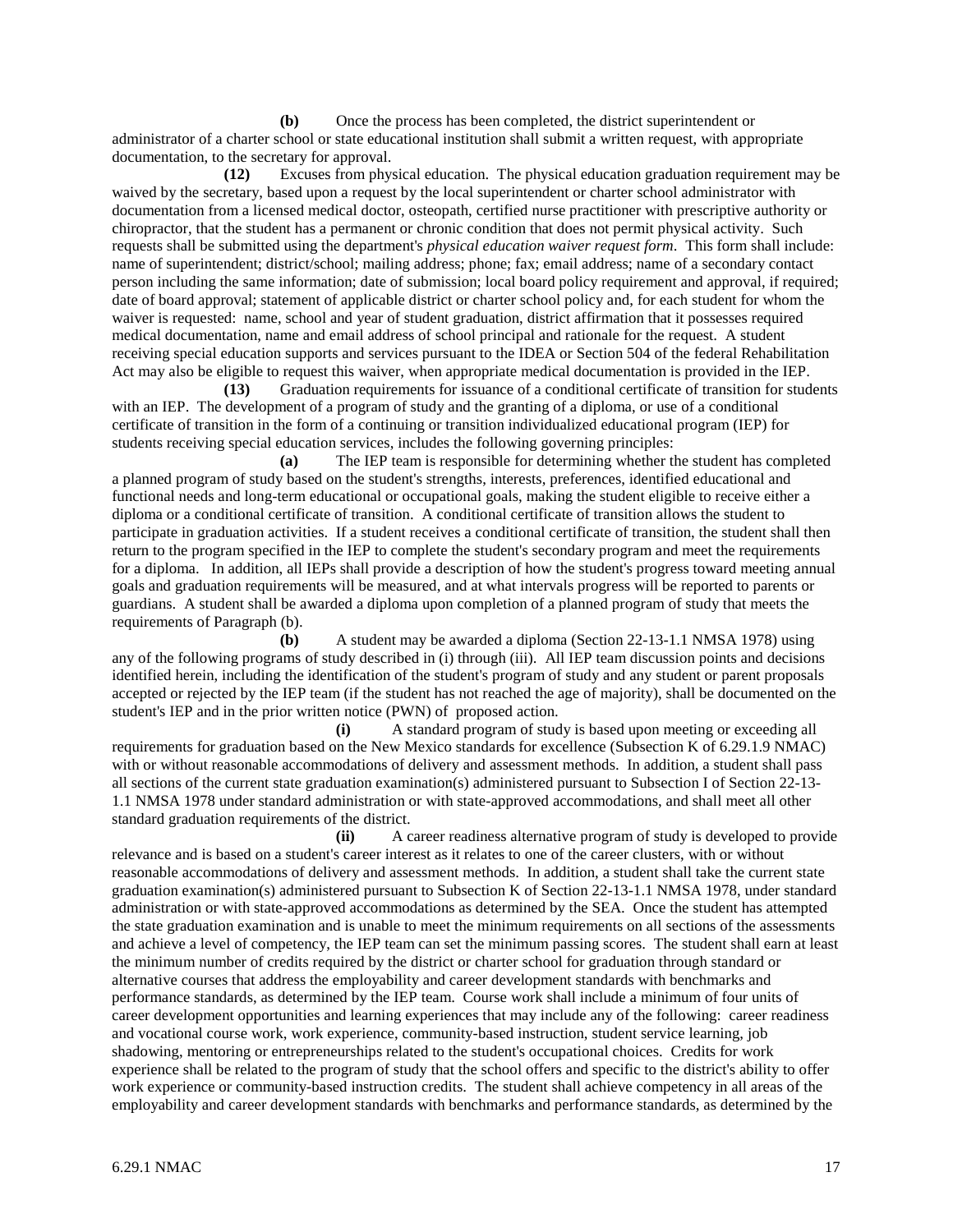**(b)** Once the process has been completed, the district superintendent or administrator of a charter school or state educational institution shall submit a written request, with appropriate documentation, to the secretary for approval.

**(12)** Excuses from physical education. The physical education graduation requirement may be waived by the secretary, based upon a request by the local superintendent or charter school administrator with documentation from a licensed medical doctor, osteopath, certified nurse practitioner with prescriptive authority or chiropractor, that the student has a permanent or chronic condition that does not permit physical activity. Such requests shall be submitted using the department's *physical education waiver request form*. This form shall include: name of superintendent; district/school; mailing address; phone; fax; email address; name of a secondary contact person including the same information; date of submission; local board policy requirement and approval, if required; date of board approval; statement of applicable district or charter school policy and, for each student for whom the waiver is requested: name, school and year of student graduation, district affirmation that it possesses required medical documentation, name and email address of school principal and rationale for the request. A student receiving special education supports and services pursuant to the IDEA or Section 504 of the federal Rehabilitation Act may also be eligible to request this waiver, when appropriate medical documentation is provided in the IEP.

**(13)** Graduation requirements for issuance of a conditional certificate of transition for students with an IEP. The development of a program of study and the granting of a diploma, or use of a conditional certificate of transition in the form of a continuing or transition individualized educational program (IEP) for students receiving special education services, includes the following governing principles:

**(a)** The IEP team is responsible for determining whether the student has completed a planned program of study based on the student's strengths, interests, preferences, identified educational and functional needs and long-term educational or occupational goals, making the student eligible to receive either a diploma or a conditional certificate of transition. A conditional certificate of transition allows the student to participate in graduation activities. If a student receives a conditional certificate of transition, the student shall then return to the program specified in the IEP to complete the student's secondary program and meet the requirements for a diploma. In addition, all IEPs shall provide a description of how the student's progress toward meeting annual goals and graduation requirements will be measured, and at what intervals progress will be reported to parents or guardians. A student shall be awarded a diploma upon completion of a planned program of study that meets the requirements of Paragraph (b).

**(b)** A student may be awarded a diploma (Section 22-13-1.1 NMSA 1978) using any of the following programs of study described in (i) through (iii). All IEP team discussion points and decisions identified herein, including the identification of the student's program of study and any student or parent proposals accepted or rejected by the IEP team (if the student has not reached the age of majority), shall be documented on the student's IEP and in the prior written notice (PWN) of proposed action.

**(i)** A standard program of study is based upon meeting or exceeding all requirements for graduation based on the New Mexico standards for excellence (Subsection K of 6.29.1.9 NMAC) with or without reasonable accommodations of delivery and assessment methods. In addition, a student shall pass all sections of the current state graduation examination(s) administered pursuant to Subsection I of Section 22-13-1.1 NMSA 1978 under standard administration or with state-approved accommodations, and shall meet all other standard graduation requirements of the district.

**(ii)** A career readiness alternative program of study is developed to provide relevance and is based on a student's career interest as it relates to one of the career clusters, with or without reasonable accommodations of delivery and assessment methods. In addition, a student shall take the current state graduation examination(s) administered pursuant to Subsection K of Section 22-13-1.1 NMSA 1978, under standard administration or with state-approved accommodations as determined by the SEA. Once the student has attempted the state graduation examination and is unable to meet the minimum requirements on all sections of the assessments and achieve a level of competency, the IEP team can set the minimum passing scores. The student shall earn at least the minimum number of credits required by the district or charter school for graduation through standard or alternative courses that address the employability and career development standards with benchmarks and performance standards, as determined by the IEP team. Course work shall include a minimum of four units of career development opportunities and learning experiences that may include any of the following: career readiness and vocational course work, work experience, community-based instruction, student service learning, job shadowing, mentoring or entrepreneurships related to the student's occupational choices. Credits for work experience shall be related to the program of study that the school offers and specific to the district's ability to offer work experience or community-based instruction credits. The student shall achieve competency in all areas of the employability and career development standards with benchmarks and performance standards, as determined by the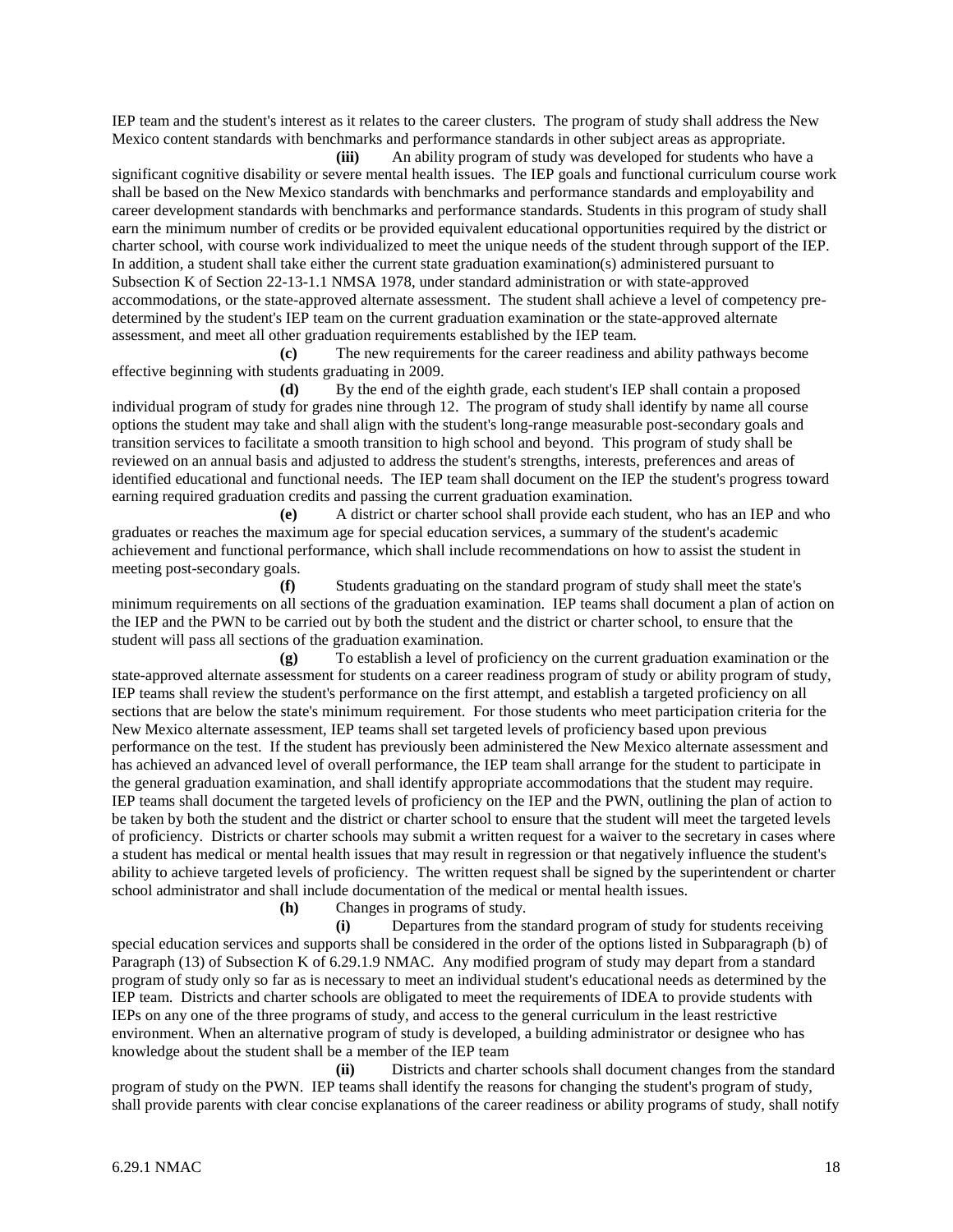IEP team and the student's interest as it relates to the career clusters. The program of study shall address the New Mexico content standards with benchmarks and performance standards in other subject areas as appropriate.

**(iii)** An ability program of study was developed for students who have a significant cognitive disability or severe mental health issues. The IEP goals and functional curriculum course work shall be based on the New Mexico standards with benchmarks and performance standards and employability and career development standards with benchmarks and performance standards. Students in this program of study shall earn the minimum number of credits or be provided equivalent educational opportunities required by the district or charter school, with course work individualized to meet the unique needs of the student through support of the IEP. In addition, a student shall take either the current state graduation examination(s) administered pursuant to Subsection K of Section 22-13-1.1 NMSA 1978, under standard administration or with state-approved accommodations, or the state-approved alternate assessment. The student shall achieve a level of competency pre-determined by the student's IEP team on the current graduation examination or the state-approved alternate assessment, and meet all other graduation requirements established by the IEP team.

**(c)** The new requirements for the career readiness and ability pathways become effective beginning with students graduating in 2009.

**(d)** By the end of the eighth grade, each student's IEP shall contain a proposed individual program of study for grades nine through 12. The program of study shall identify by name all course options the student may take and shall align with the student's long-range measurable post-secondary goals and transition services to facilitate a smooth transition to high school and beyond. This program of study shall be reviewed on an annual basis and adjusted to address the student's strengths, interests, preferences and areas of identified educational and functional needs. The IEP team shall document on the IEP the student's progress toward earning required graduation credits and passing the current graduation examination.

**(e)** A district or charter school shall provide each student, who has an IEP and who graduates or reaches the maximum age for special education services, a summary of the student's academic achievement and functional performance, which shall include recommendations on how to assist the student in meeting post-secondary goals.

**(f)** Students graduating on the standard program of study shall meet the state's minimum requirements on all sections of the graduation examination. IEP teams shall document a plan of action on the IEP and the PWN to be carried out by both the student and the district or charter school, to ensure that the student will pass all sections of the graduation examination.

**(g)** To establish a level of proficiency on the current graduation examination or the state-approved alternate assessment for students on a career readiness program of study or ability program of study, IEP teams shall review the student's performance on the first attempt, and establish a targeted proficiency on all sections that are below the state's minimum requirement. For those students who meet participation criteria for the New Mexico alternate assessment, IEP teams shall set targeted levels of proficiency based upon previous performance on the test. If the student has previously been administered the New Mexico alternate assessment and has achieved an advanced level of overall performance, the IEP team shall arrange for the student to participate in the general graduation examination, and shall identify appropriate accommodations that the student may require. IEP teams shall document the targeted levels of proficiency on the IEP and the PWN, outlining the plan of action to be taken by both the student and the district or charter school to ensure that the student will meet the targeted levels of proficiency. Districts or charter schools may submit a written request for a waiver to the secretary in cases where a student has medical or mental health issues that may result in regression or that negatively influence the student's ability to achieve targeted levels of proficiency. The written request shall be signed by the superintendent or charter school administrator and shall include documentation of the medical or mental health issues.

**(h)** Changes in programs of study.

**(i)** Departures from the standard program of study for students receiving special education services and supports shall be considered in the order of the options listed in Subparagraph (b) of Paragraph (13) of Subsection K of 6.29.1.9 NMAC. Any modified program of study may depart from a standard program of study only so far as is necessary to meet an individual student's educational needs as determined by the IEP team. Districts and charter schools are obligated to meet the requirements of IDEA to provide students with IEPs on any one of the three programs of study, and access to the general curriculum in the least restrictive environment. When an alternative program of study is developed, a building administrator or designee who has knowledge about the student shall be a member of the IEP team

**(ii)** Districts and charter schools shall document changes from the standard program of study on the PWN. IEP teams shall identify the reasons for changing the student's program of study, shall provide parents with clear concise explanations of the career readiness or ability programs of study, shall notify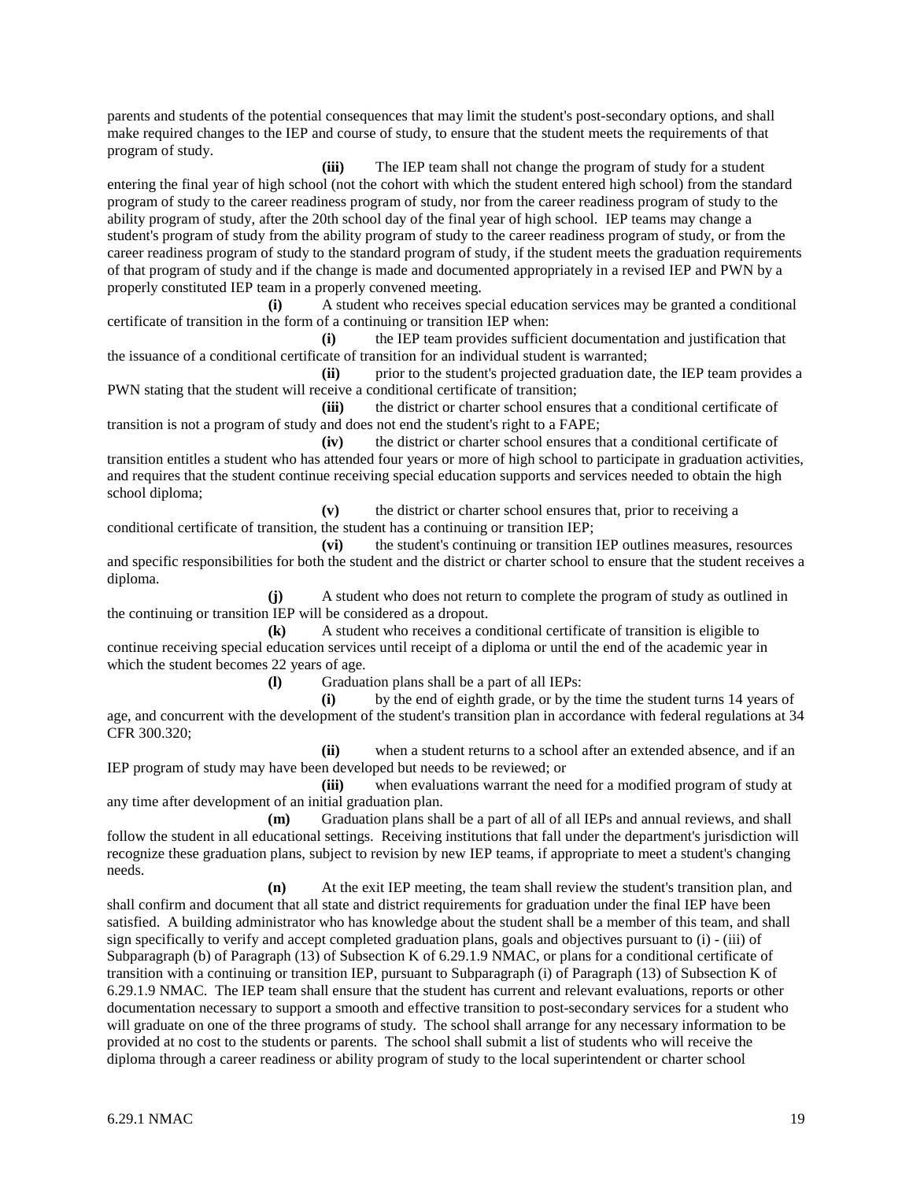parents and students of the potential consequences that may limit the student's post-secondary options, and shall make required changes to the IEP and course of study, to ensure that the student meets the requirements of that program of study.

**(iii)** The IEP team shall not change the program of study for a student entering the final year of high school (not the cohort with which the student entered high school) from the standard program of study to the career readiness program of study, nor from the career readiness program of study to the ability program of study, after the 20th school day of the final year of high school. IEP teams may change a student's program of study from the ability program of study to the career readiness program of study, or from the career readiness program of study to the standard program of study, if the student meets the graduation requirements of that program of study and if the change is made and documented appropriately in a revised IEP and PWN by a properly constituted IEP team in a properly convened meeting.

**(i)** A student who receives special education services may be granted a conditional certificate of transition in the form of a continuing or transition IEP when:

**(i)** the IEP team provides sufficient documentation and justification that the issuance of a conditional certificate of transition for an individual student is warranted;

**(ii)** prior to the student's projected graduation date, the IEP team provides a PWN stating that the student will receive a conditional certificate of transition;

**(iii)** the district or charter school ensures that a conditional certificate of transition is not a program of study and does not end the student's right to a FAPE;

**(iv)** the district or charter school ensures that a conditional certificate of transition entitles a student who has attended four years or more of high school to participate in graduation activities, and requires that the student continue receiving special education supports and services needed to obtain the high school diploma;

**(v)** the district or charter school ensures that, prior to receiving a conditional certificate of transition, the student has a continuing or transition IEP;

**(vi)** the student's continuing or transition IEP outlines measures, resources and specific responsibilities for both the student and the district or charter school to ensure that the student receives a diploma.

**(j)** A student who does not return to complete the program of study as outlined in the continuing or transition IEP will be considered as a dropout.

**(k)** A student who receives a conditional certificate of transition is eligible to continue receiving special education services until receipt of a diploma or until the end of the academic year in which the student becomes 22 years of age.

**(l)** Graduation plans shall be a part of all IEPs:

**(i)** by the end of eighth grade, or by the time the student turns 14 years of age, and concurrent with the development of the student's transition plan in accordance with federal regulations at 34 CFR 300.320;

**(ii)** when a student returns to a school after an extended absence, and if an IEP program of study may have been developed but needs to be reviewed; or

**(iii)** when evaluations warrant the need for a modified program of study at any time after development of an initial graduation plan.

**(m)** Graduation plans shall be a part of all of all IEPs and annual reviews, and shall follow the student in all educational settings. Receiving institutions that fall under the department's jurisdiction will recognize these graduation plans, subject to revision by new IEP teams, if appropriate to meet a student's changing needs.

**(n)** At the exit IEP meeting, the team shall review the student's transition plan, and shall confirm and document that all state and district requirements for graduation under the final IEP have been satisfied. A building administrator who has knowledge about the student shall be a member of this team, and shall sign specifically to verify and accept completed graduation plans, goals and objectives pursuant to (i) - (iii) of Subparagraph (b) of Paragraph (13) of Subsection K of 6.29.1.9 NMAC, or plans for a conditional certificate of transition with a continuing or transition IEP, pursuant to Subparagraph (i) of Paragraph (13) of Subsection K of 6.29.1.9 NMAC. The IEP team shall ensure that the student has current and relevant evaluations, reports or other documentation necessary to support a smooth and effective transition to post-secondary services for a student who will graduate on one of the three programs of study. The school shall arrange for any necessary information to be provided at no cost to the students or parents. The school shall submit a list of students who will receive the diploma through a career readiness or ability program of study to the local superintendent or charter school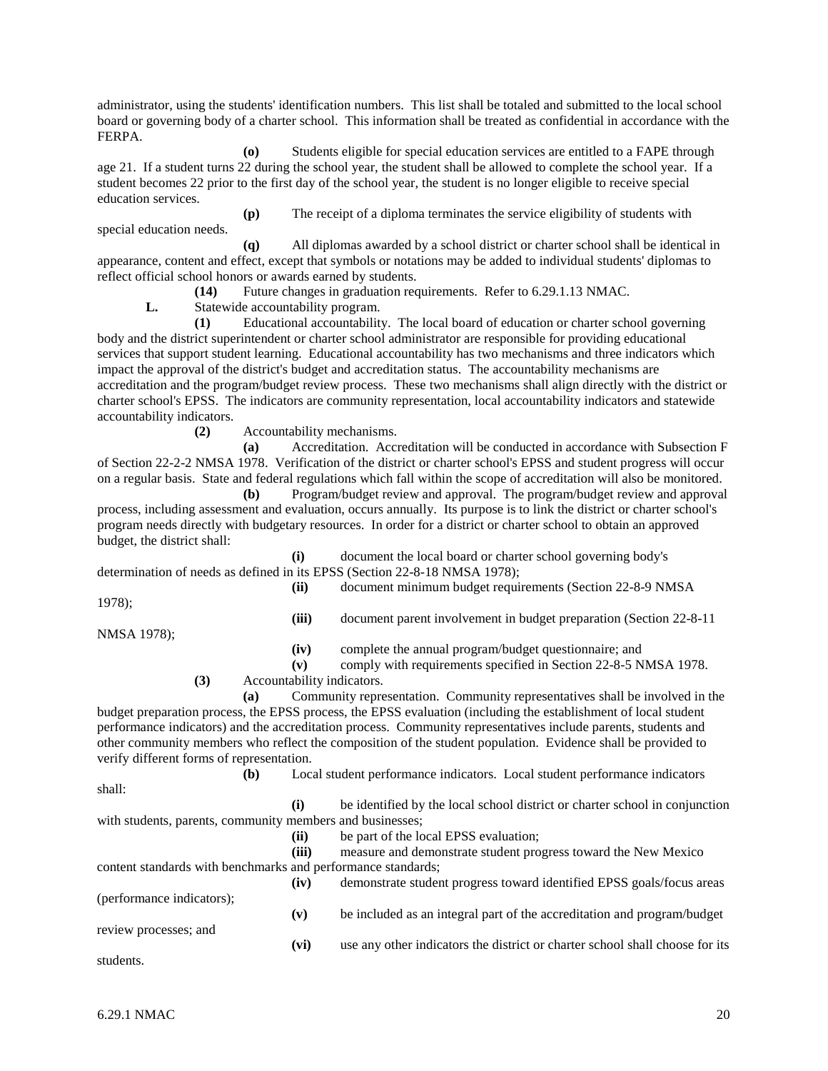administrator, using the students' identification numbers. This list shall be totaled and submitted to the local school board or governing body of a charter school. This information shall be treated as confidential in accordance with the FERPA.

**(o)** Students eligible for special education services are entitled to a FAPE through age 21. If a student turns 22 during the school year, the student shall be allowed to complete the school year. If a student becomes 22 prior to the first day of the school year, the student is no longer eligible to receive special education services.

**(p)** The receipt of a diploma terminates the service eligibility of students with special education needs.

**(q)** All diplomas awarded by a school district or charter school shall be identical in appearance, content and effect, except that symbols or notations may be added to individual students' diplomas to reflect official school honors or awards earned by students.

**(14)** Future changes in graduation requirements. Refer to 6.29.1.13 NMAC.

**L.** Statewide accountability program.

**(1)** Educational accountability. The local board of education or charter school governing body and the district superintendent or charter school administrator are responsible for providing educational services that support student learning. Educational accountability has two mechanisms and three indicators which impact the approval of the district's budget and accreditation status. The accountability mechanisms are accreditation and the program/budget review process. These two mechanisms shall align directly with the district or charter school's EPSS. The indicators are community representation, local accountability indicators and statewide accountability indicators.

**(2)** Accountability mechanisms.

**(a)** Accreditation. Accreditation will be conducted in accordance with Subsection F of Section 22-2-2 NMSA 1978. Verification of the district or charter school's EPSS and student progress will occur on a regular basis. State and federal regulations which fall within the scope of accreditation will also be monitored.

**(b)** Program/budget review and approval. The program/budget review and approval process, including assessment and evaluation, occurs annually. Its purpose is to link the district or charter school's program needs directly with budgetary resources. In order for a district or charter school to obtain an approved budget, the district shall:

**(i)** document the local board or charter school governing body's determination of needs as defined in its EPSS (Section 22-8-18 NMSA 1978);

**(ii)** document minimum budget requirements (Section 22-8-9 NMSA 1978);

**(iii)** document parent involvement in budget preparation (Section 22-8-11 NMSA 1978);

**(iv)** complete the annual program/budget questionnaire; and

**(v)** comply with requirements specified in Section 22-8-5 NMSA 1978.

**(3)** Accountability indicators.

**(a)** Community representation. Community representatives shall be involved in the budget preparation process, the EPSS process, the EPSS evaluation (including the establishment of local student performance indicators) and the accreditation process. Community representatives include parents, students and other community members who reflect the composition of the student population. Evidence shall be provided to verify different forms of representation.

**(b)** Local student performance indicators. Local student performance indicators shall:

**(i)** be identified by the local school district or charter school in conjunction with students, parents, community members and businesses;

**(ii)** be part of the local EPSS evaluation;

**(iii)** measure and demonstrate student progress toward the New Mexico content standards with benchmarks and performance standards;

**(iv)** demonstrate student progress toward identified EPSS goals/focus areas (performance indicators);

**(v)** be included as an integral part of the accreditation and program/budget review processes; and

**(vi)** use any other indicators the district or charter school shall choose for its students.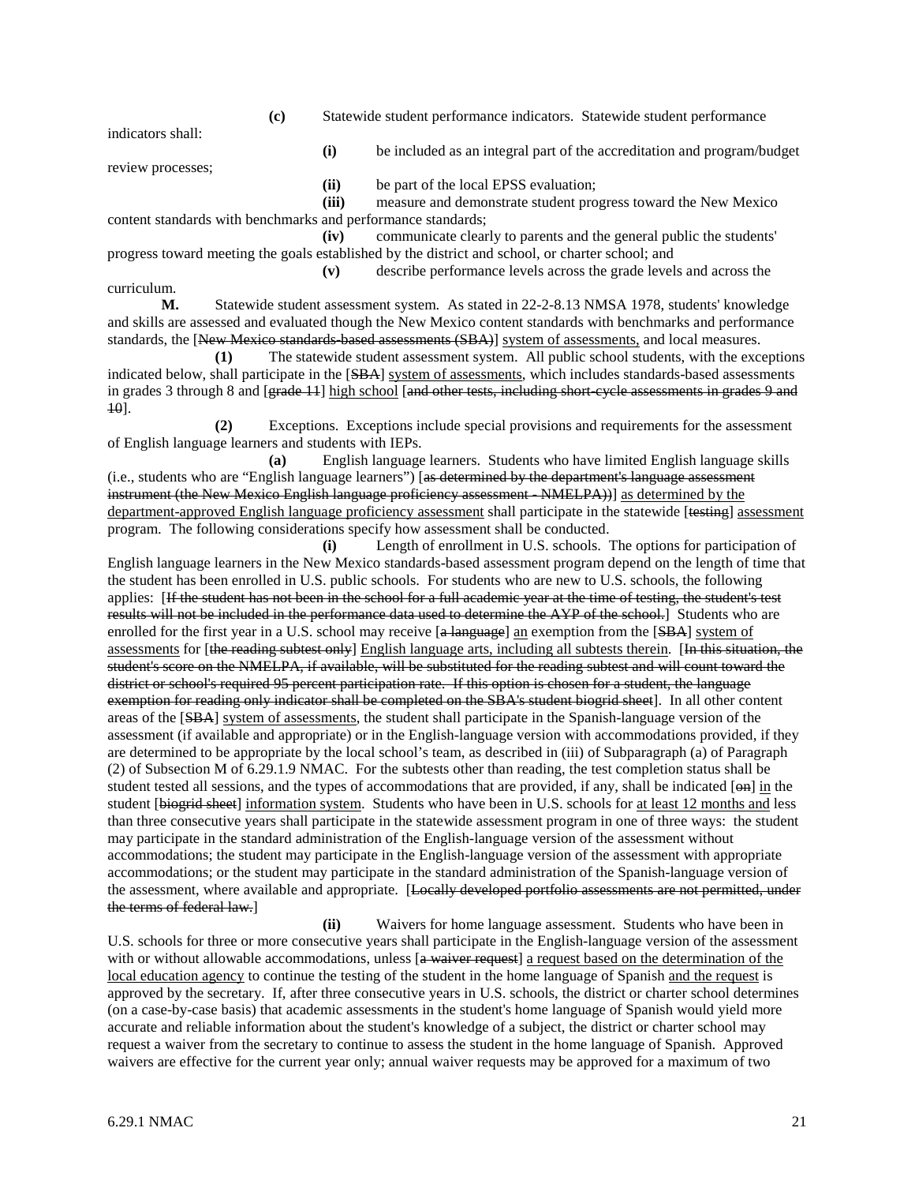**(c)** Statewide student performance indicators. Statewide student performance indicators shall:

**(i)** be included as an integral part of the accreditation and program/budget review processes;

**(ii)** be part of the local EPSS evaluation;

**(iii)** measure and demonstrate student progress toward the New Mexico content standards with benchmarks and performance standards;

**(iv)** communicate clearly to parents and the general public the students' progress toward meeting the goals established by the district and school, or charter school; and

**(v)** describe performance levels across the grade levels and across the curriculum.

**M.** Statewide student assessment system. As stated in 22-2-8.13 NMSA 1978, students' knowledge and skills are assessed and evaluated though the New Mexico content standards with benchmarks and performance standards, the [~~New Mexico standards-based assessments (SBA)~~] <u>system of assessments,</u> and local measures.

**(1)** The statewide student assessment system. All public school students, with the exceptions indicated below, shall participate in the [~~SBA~~] <u>system of assessments</u>, which includes standards-based assessments in grades 3 through 8 and [~~grade 11~~] <u>high school</u> [~~and other tests, including short-cycle assessments in grades 9 and 10~~].

**(2)** Exceptions. Exceptions include special provisions and requirements for the assessment of English language learners and students with IEPs.

**(a)** English language learners. Students who have limited English language skills (i.e., students who are "English language learners") [~~as determined by the department's language assessment instrument (the New Mexico English language proficiency assessment - NMELPA))~~] <u>as determined by the department-approved English language proficiency assessment</u> shall participate in the statewide [~~testing~~] <u>assessment</u> program. The following considerations specify how assessment shall be conducted.

**(i)** Length of enrollment in U.S. schools. The options for participation of English language learners in the New Mexico standards-based assessment program depend on the length of time that the student has been enrolled in U.S. public schools. For students who are new to U.S. schools, the following applies: [~~If the student has not been in the school for a full academic year at the time of testing, the student's test results will not be included in the performance data used to determine the AYP of the school.~~] Students who are enrolled for the first year in a U.S. school may receive [~~a language~~] <u>an</u> exemption from the [~~SBA~~] <u>system of assessments</u> for [~~the reading subtest only~~] <u>English language arts, including all subtests therein</u>. [~~In this situation, the student's score on the NMELPA, if available, will be substituted for the reading subtest and will count toward the district or school's required 95 percent participation rate. If this option is chosen for a student, the language exemption for reading only indicator shall be completed on the SBA's student biogrid sheet~~]. In all other content areas of the [~~SBA~~] <u>system of assessments</u>, the student shall participate in the Spanish-language version of the assessment (if available and appropriate) or in the English-language version with accommodations provided, if they are determined to be appropriate by the local school's team, as described in (iii) of Subparagraph (a) of Paragraph (2) of Subsection M of 6.29.1.9 NMAC. For the subtests other than reading, the test completion status shall be student tested all sessions, and the types of accommodations that are provided, if any, shall be indicated [~~on~~] <u>in</u> the student [~~biogrid sheet~~] <u>information system</u>. Students who have been in U.S. schools for <u>at least 12 months and</u> less than three consecutive years shall participate in the statewide assessment program in one of three ways: the student may participate in the standard administration of the English-language version of the assessment without accommodations; the student may participate in the English-language version of the assessment with appropriate accommodations; or the student may participate in the standard administration of the Spanish-language version of the assessment, where available and appropriate. [~~Locally developed portfolio assessments are not permitted, under the terms of federal law.~~]

**(ii)** Waivers for home language assessment. Students who have been in U.S. schools for three or more consecutive years shall participate in the English-language version of the assessment with or without allowable accommodations, unless [~~a waiver request~~] <u>a request based on the determination of the local education agency</u> to continue the testing of the student in the home language of Spanish <u>and the request</u> is approved by the secretary. If, after three consecutive years in U.S. schools, the district or charter school determines (on a case-by-case basis) that academic assessments in the student's home language of Spanish would yield more accurate and reliable information about the student's knowledge of a subject, the district or charter school may request a waiver from the secretary to continue to assess the student in the home language of Spanish. Approved waivers are effective for the current year only; annual waiver requests may be approved for a maximum of two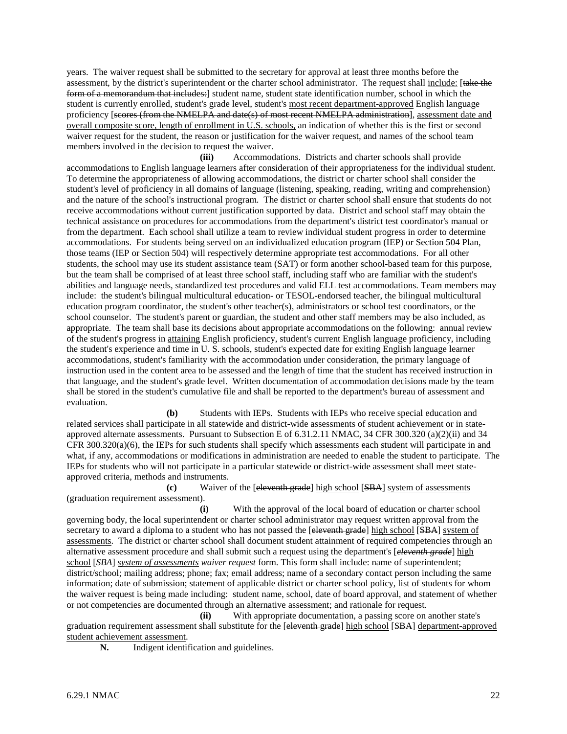years. The waiver request shall be submitted to the secretary for approval at least three months before the assessment, by the district's superintendent or the charter school administrator. The request shall <u>include:</u> [~~take the form of a memorandum that includes:~~] student name, student state identification number, school in which the student is currently enrolled, student's grade level, student's <u>most recent department-approved</u> English language proficiency [~~scores (from the NMELPA and date(s) of most recent NMELPA administration~~], <u>assessment date and overall composite score, length of enrollment in U.S. schools,</u> an indication of whether this is the first or second waiver request for the student, the reason or justification for the waiver request, and names of the school team members involved in the decision to request the waiver.

**(iii)** Accommodations. Districts and charter schools shall provide accommodations to English language learners after consideration of their appropriateness for the individual student. To determine the appropriateness of allowing accommodations, the district or charter school shall consider the student's level of proficiency in all domains of language (listening, speaking, reading, writing and comprehension) and the nature of the school's instructional program. The district or charter school shall ensure that students do not receive accommodations without current justification supported by data. District and school staff may obtain the technical assistance on procedures for accommodations from the department's district test coordinator's manual or from the department. Each school shall utilize a team to review individual student progress in order to determine accommodations. For students being served on an individualized education program (IEP) or Section 504 Plan, those teams (IEP or Section 504) will respectively determine appropriate test accommodations. For all other students, the school may use its student assistance team (SAT) or form another school-based team for this purpose, but the team shall be comprised of at least three school staff, including staff who are familiar with the student's abilities and language needs, standardized test procedures and valid ELL test accommodations. Team members may include: the student's bilingual multicultural education- or TESOL-endorsed teacher, the bilingual multicultural education program coordinator, the student's other teacher(s), administrators or school test coordinators, or the school counselor. The student's parent or guardian, the student and other staff members may be also included, as appropriate. The team shall base its decisions about appropriate accommodations on the following: annual review of the student's progress in <u>attaining</u> English proficiency, student's current English language proficiency, including the student's experience and time in U. S. schools, student's expected date for exiting English language learner accommodations, student's familiarity with the accommodation under consideration, the primary language of instruction used in the content area to be assessed and the length of time that the student has received instruction in that language, and the student's grade level. Written documentation of accommodation decisions made by the team shall be stored in the student's cumulative file and shall be reported to the department's bureau of assessment and evaluation.

**(b)** Students with IEPs. Students with IEPs who receive special education and related services shall participate in all statewide and district-wide assessments of student achievement or in state-approved alternate assessments. Pursuant to Subsection E of 6.31.2.11 NMAC, 34 CFR 300.320 (a)(2)(ii) and 34 CFR 300.320(a)(6), the IEPs for such students shall specify which assessments each student will participate in and what, if any, accommodations or modifications in administration are needed to enable the student to participate. The IEPs for students who will not participate in a particular statewide or district-wide assessment shall meet state-approved criteria, methods and instruments.

**(c)** Waiver of the [~~eleventh grade~~] <u>high school</u> [~~SBA~~] <u>system of assessments</u> (graduation requirement assessment).

**(i)** With the approval of the local board of education or charter school governing body, the local superintendent or charter school administrator may request written approval from the secretary to award a diploma to a student who has not passed the [~~eleventh grade~~] <u>high school</u> [~~SBA~~] <u>system of assessments</u>. The district or charter school shall document student attainment of required competencies through an alternative assessment procedure and shall submit such a request using the department's [~~*eleventh grade*~~] <u>high school</u> [~~*SBA*~~] *<u>system of assessments</u> waiver request* form. This form shall include: name of superintendent; district/school; mailing address; phone; fax; email address; name of a secondary contact person including the same information; date of submission; statement of applicable district or charter school policy, list of students for whom the waiver request is being made including: student name, school, date of board approval, and statement of whether or not competencies are documented through an alternative assessment; and rationale for request.

**(ii)** With appropriate documentation, a passing score on another state's graduation requirement assessment shall substitute for the [~~eleventh grade~~] <u>high school</u> [~~SBA~~] <u>department-approved student achievement assessment</u>.

**N.** Indigent identification and guidelines.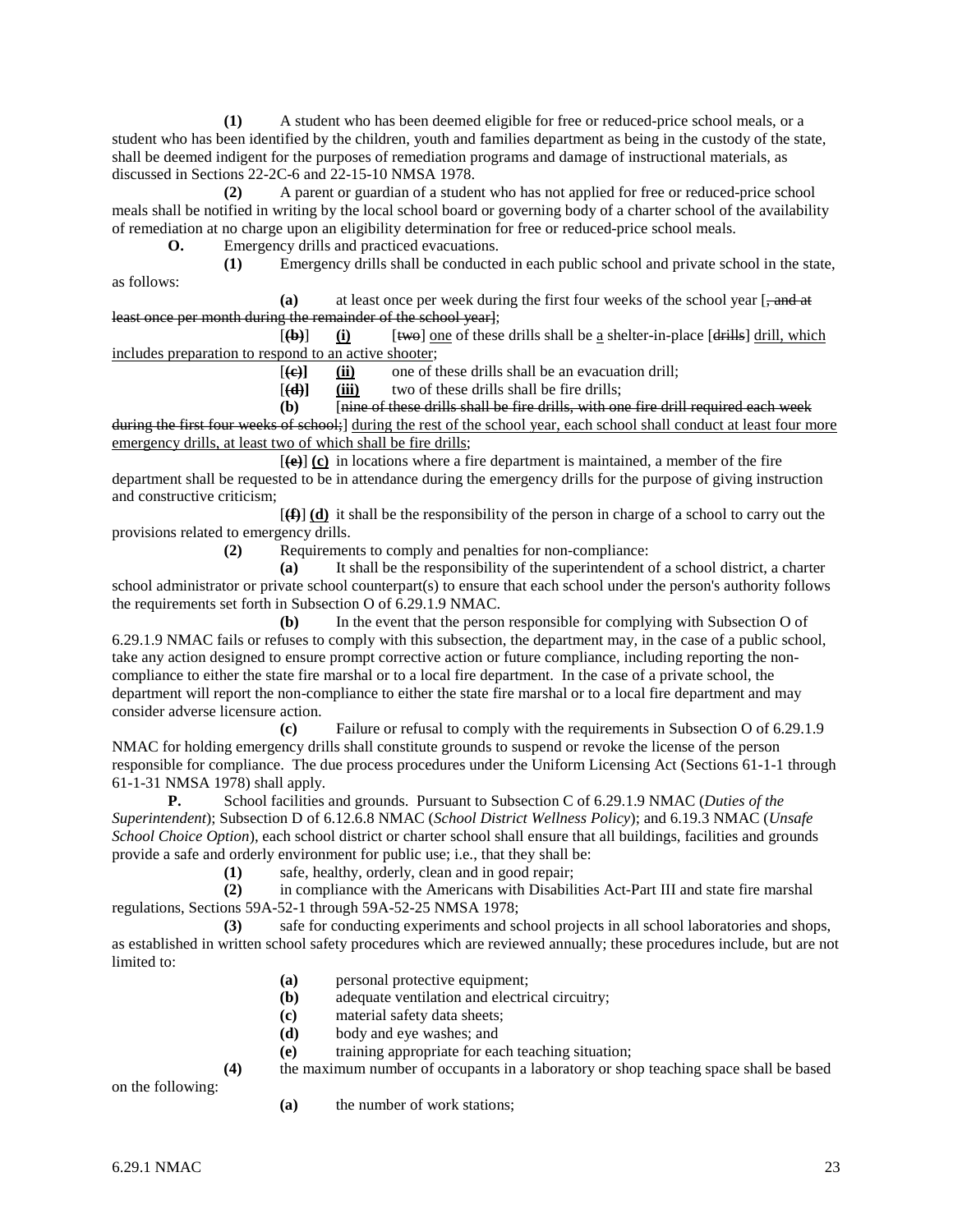**(1)** A student who has been deemed eligible for free or reduced-price school meals, or a student who has been identified by the children, youth and families department as being in the custody of the state, shall be deemed indigent for the purposes of remediation programs and damage of instructional materials, as discussed in Sections 22-2C-6 and 22-15-10 NMSA 1978.

**(2)** A parent or guardian of a student who has not applied for free or reduced-price school meals shall be notified in writing by the local school board or governing body of a charter school of the availability of remediation at no charge upon an eligibility determination for free or reduced-price school meals.

**O.** Emergency drills and practiced evacuations.

**(1)** Emergency drills shall be conducted in each public school and private school in the state, as follows:

**(a)** at least once per week during the first four weeks of the school year [~~, and at least once per month during the remainder of the school year~~];

[~~**(b)**~~] <u>**(i)**</u> [~~two~~] <u>one</u> of these drills shall be <u>a</u> shelter-in-place [~~drills~~] <u>drill, which includes preparation to respond to an active shooter</u>;

[~~**(c)**~~] <u>**(ii)**</u> one of these drills shall be an evacuation drill;

[~~**(d)**~~] <u>**(iii)**</u> two of these drills shall be fire drills;

**(b)** [~~nine of these drills shall be fire drills, with one fire drill required each week during the first four weeks of school;~~] <u>during the rest of the school year, each school shall conduct at least four more emergency drills, at least two of which shall be fire drills</u>;

[~~**(e)**~~] **(c)** in locations where a fire department is maintained, a member of the fire department shall be requested to be in attendance during the emergency drills for the purpose of giving instruction and constructive criticism;

[~~**(f)**~~] **(d)** it shall be the responsibility of the person in charge of a school to carry out the provisions related to emergency drills.

**(2)** Requirements to comply and penalties for non-compliance:

**(a)** It shall be the responsibility of the superintendent of a school district, a charter school administrator or private school counterpart(s) to ensure that each school under the person's authority follows the requirements set forth in Subsection O of 6.29.1.9 NMAC.

**(b)** In the event that the person responsible for complying with Subsection O of 6.29.1.9 NMAC fails or refuses to comply with this subsection, the department may, in the case of a public school, take any action designed to ensure prompt corrective action or future compliance, including reporting the non-compliance to either the state fire marshal or to a local fire department. In the case of a private school, the department will report the non-compliance to either the state fire marshal or to a local fire department and may consider adverse licensure action.

**(c)** Failure or refusal to comply with the requirements in Subsection O of 6.29.1.9 NMAC for holding emergency drills shall constitute grounds to suspend or revoke the license of the person responsible for compliance. The due process procedures under the Uniform Licensing Act (Sections 61-1-1 through 61-1-31 NMSA 1978) shall apply.

**P.** School facilities and grounds. Pursuant to Subsection C of 6.29.1.9 NMAC (*Duties of the Superintendent*); Subsection D of 6.12.6.8 NMAC (*School District Wellness Policy*); and 6.19.3 NMAC (*Unsafe School Choice Option*), each school district or charter school shall ensure that all buildings, facilities and grounds provide a safe and orderly environment for public use; i.e., that they shall be:

**(1)** safe, healthy, orderly, clean and in good repair;

**(2)** in compliance with the Americans with Disabilities Act-Part III and state fire marshal regulations, Sections 59A-52-1 through 59A-52-25 NMSA 1978;

**(3)** safe for conducting experiments and school projects in all school laboratories and shops, as established in written school safety procedures which are reviewed annually; these procedures include, but are not limited to:

**(a)** personal protective equipment;

**(b)** adequate ventilation and electrical circuitry;

**(c)** material safety data sheets;

**(d)** body and eye washes; and

**(e)** training appropriate for each teaching situation;

**(4)** the maximum number of occupants in a laboratory or shop teaching space shall be based on the following:

**(a)** the number of work stations;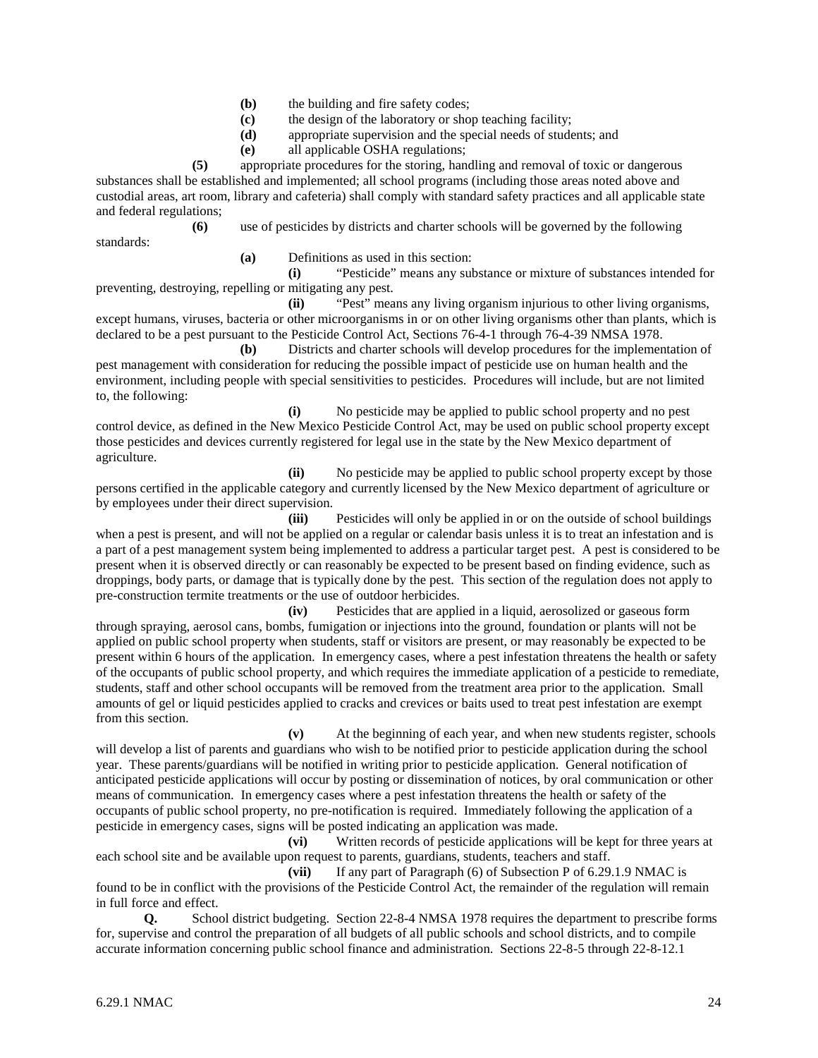**(b)** the building and fire safety codes;

**(c)** the design of the laboratory or shop teaching facility;

**(d)** appropriate supervision and the special needs of students; and

**(e)** all applicable OSHA regulations;

**(5)** appropriate procedures for the storing, handling and removal of toxic or dangerous substances shall be established and implemented; all school programs (including those areas noted above and custodial areas, art room, library and cafeteria) shall comply with standard safety practices and all applicable state and federal regulations;

**(6)** use of pesticides by districts and charter schools will be governed by the following standards:

**(a)** Definitions as used in this section:

**(i)** "Pesticide" means any substance or mixture of substances intended for preventing, destroying, repelling or mitigating any pest.

**(ii)** "Pest" means any living organism injurious to other living organisms, except humans, viruses, bacteria or other microorganisms in or on other living organisms other than plants, which is declared to be a pest pursuant to the Pesticide Control Act, Sections 76-4-1 through 76-4-39 NMSA 1978.

**(b)** Districts and charter schools will develop procedures for the implementation of pest management with consideration for reducing the possible impact of pesticide use on human health and the environment, including people with special sensitivities to pesticides. Procedures will include, but are not limited to, the following:

**(i)** No pesticide may be applied to public school property and no pest control device, as defined in the New Mexico Pesticide Control Act, may be used on public school property except those pesticides and devices currently registered for legal use in the state by the New Mexico department of agriculture.

**(ii)** No pesticide may be applied to public school property except by those persons certified in the applicable category and currently licensed by the New Mexico department of agriculture or by employees under their direct supervision.

**(iii)** Pesticides will only be applied in or on the outside of school buildings when a pest is present, and will not be applied on a regular or calendar basis unless it is to treat an infestation and is a part of a pest management system being implemented to address a particular target pest. A pest is considered to be present when it is observed directly or can reasonably be expected to be present based on finding evidence, such as droppings, body parts, or damage that is typically done by the pest. This section of the regulation does not apply to pre-construction termite treatments or the use of outdoor herbicides.

**(iv)** Pesticides that are applied in a liquid, aerosolized or gaseous form through spraying, aerosol cans, bombs, fumigation or injections into the ground, foundation or plants will not be applied on public school property when students, staff or visitors are present, or may reasonably be expected to be present within 6 hours of the application. In emergency cases, where a pest infestation threatens the health or safety of the occupants of public school property, and which requires the immediate application of a pesticide to remediate, students, staff and other school occupants will be removed from the treatment area prior to the application. Small amounts of gel or liquid pesticides applied to cracks and crevices or baits used to treat pest infestation are exempt from this section.

**(v)** At the beginning of each year, and when new students register, schools will develop a list of parents and guardians who wish to be notified prior to pesticide application during the school year. These parents/guardians will be notified in writing prior to pesticide application. General notification of anticipated pesticide applications will occur by posting or dissemination of notices, by oral communication or other means of communication. In emergency cases where a pest infestation threatens the health or safety of the occupants of public school property, no pre-notification is required. Immediately following the application of a pesticide in emergency cases, signs will be posted indicating an application was made.

**(vi)** Written records of pesticide applications will be kept for three years at each school site and be available upon request to parents, guardians, students, teachers and staff.

**(vii)** If any part of Paragraph (6) of Subsection P of 6.29.1.9 NMAC is found to be in conflict with the provisions of the Pesticide Control Act, the remainder of the regulation will remain in full force and effect.

**Q.** School district budgeting. Section 22-8-4 NMSA 1978 requires the department to prescribe forms for, supervise and control the preparation of all budgets of all public schools and school districts, and to compile accurate information concerning public school finance and administration. Sections 22-8-5 through 22-8-12.1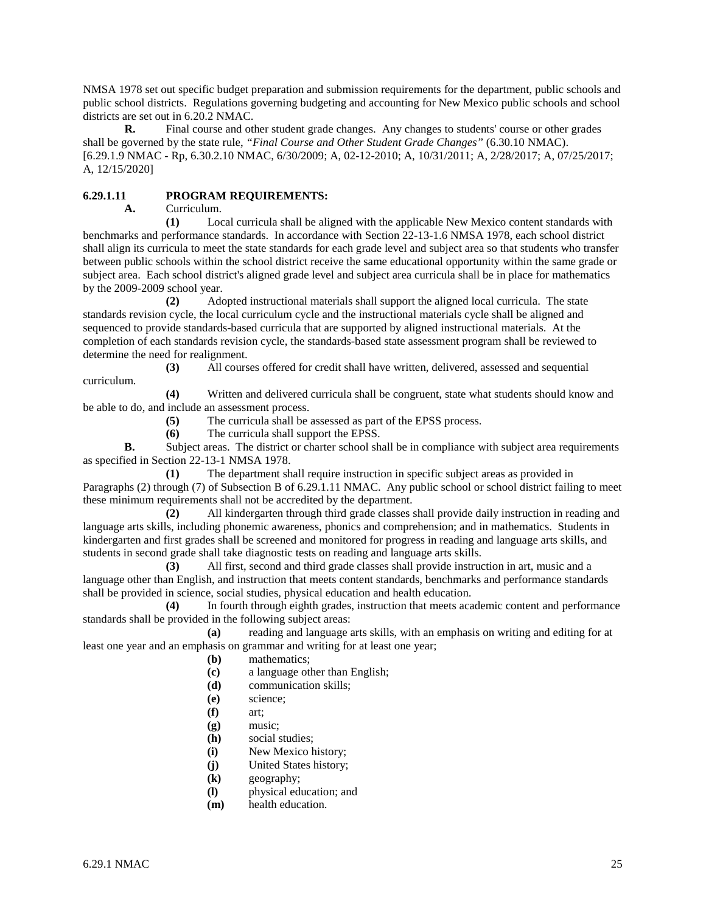NMSA 1978 set out specific budget preparation and submission requirements for the department, public schools and public school districts. Regulations governing budgeting and accounting for New Mexico public schools and school districts are set out in 6.20.2 NMAC.

**R.** Final course and other student grade changes. Any changes to students' course or other grades shall be governed by the state rule, *"Final Course and Other Student Grade Changes"* (6.30.10 NMAC).
[6.29.1.9 NMAC - Rp, 6.30.2.10 NMAC, 6/30/2009; A, 02-12-2010; A, 10/31/2011; A, 2/28/2017; A, 07/25/2017; A, 12/15/2020]

**6.29.1.11 PROGRAM REQUIREMENTS:**

**A.** Curriculum.

**(1)** Local curricula shall be aligned with the applicable New Mexico content standards with benchmarks and performance standards. In accordance with Section 22-13-1.6 NMSA 1978, each school district shall align its curricula to meet the state standards for each grade level and subject area so that students who transfer between public schools within the school district receive the same educational opportunity within the same grade or subject area. Each school district's aligned grade level and subject area curricula shall be in place for mathematics by the 2009-2009 school year.

**(2)** Adopted instructional materials shall support the aligned local curricula. The state standards revision cycle, the local curriculum cycle and the instructional materials cycle shall be aligned and sequenced to provide standards-based curricula that are supported by aligned instructional materials. At the completion of each standards revision cycle, the standards-based state assessment program shall be reviewed to determine the need for realignment.

**(3)** All courses offered for credit shall have written, delivered, assessed and sequential curriculum.

**(4)** Written and delivered curricula shall be congruent, state what students should know and be able to do, and include an assessment process.

**(5)** The curricula shall be assessed as part of the EPSS process.

**(6)** The curricula shall support the EPSS.

**B.** Subject areas. The district or charter school shall be in compliance with subject area requirements as specified in Section 22-13-1 NMSA 1978.

**(1)** The department shall require instruction in specific subject areas as provided in Paragraphs (2) through (7) of Subsection B of 6.29.1.11 NMAC. Any public school or school district failing to meet these minimum requirements shall not be accredited by the department.

**(2)** All kindergarten through third grade classes shall provide daily instruction in reading and language arts skills, including phonemic awareness, phonics and comprehension; and in mathematics. Students in kindergarten and first grades shall be screened and monitored for progress in reading and language arts skills, and students in second grade shall take diagnostic tests on reading and language arts skills.

**(3)** All first, second and third grade classes shall provide instruction in art, music and a language other than English, and instruction that meets content standards, benchmarks and performance standards shall be provided in science, social studies, physical education and health education.

**(4)** In fourth through eighth grades, instruction that meets academic content and performance standards shall be provided in the following subject areas:

**(a)** reading and language arts skills, with an emphasis on writing and editing for at least one year and an emphasis on grammar and writing for at least one year;

**(b)** mathematics;

**(c)** a language other than English;

**(d)** communication skills;

**(e)** science;

**(f)** art;

**(g)** music;

**(h)** social studies;

**(i)** New Mexico history;

**(j)** United States history;

**(k)** geography;

**(l)** physical education; and

**(m)** health education.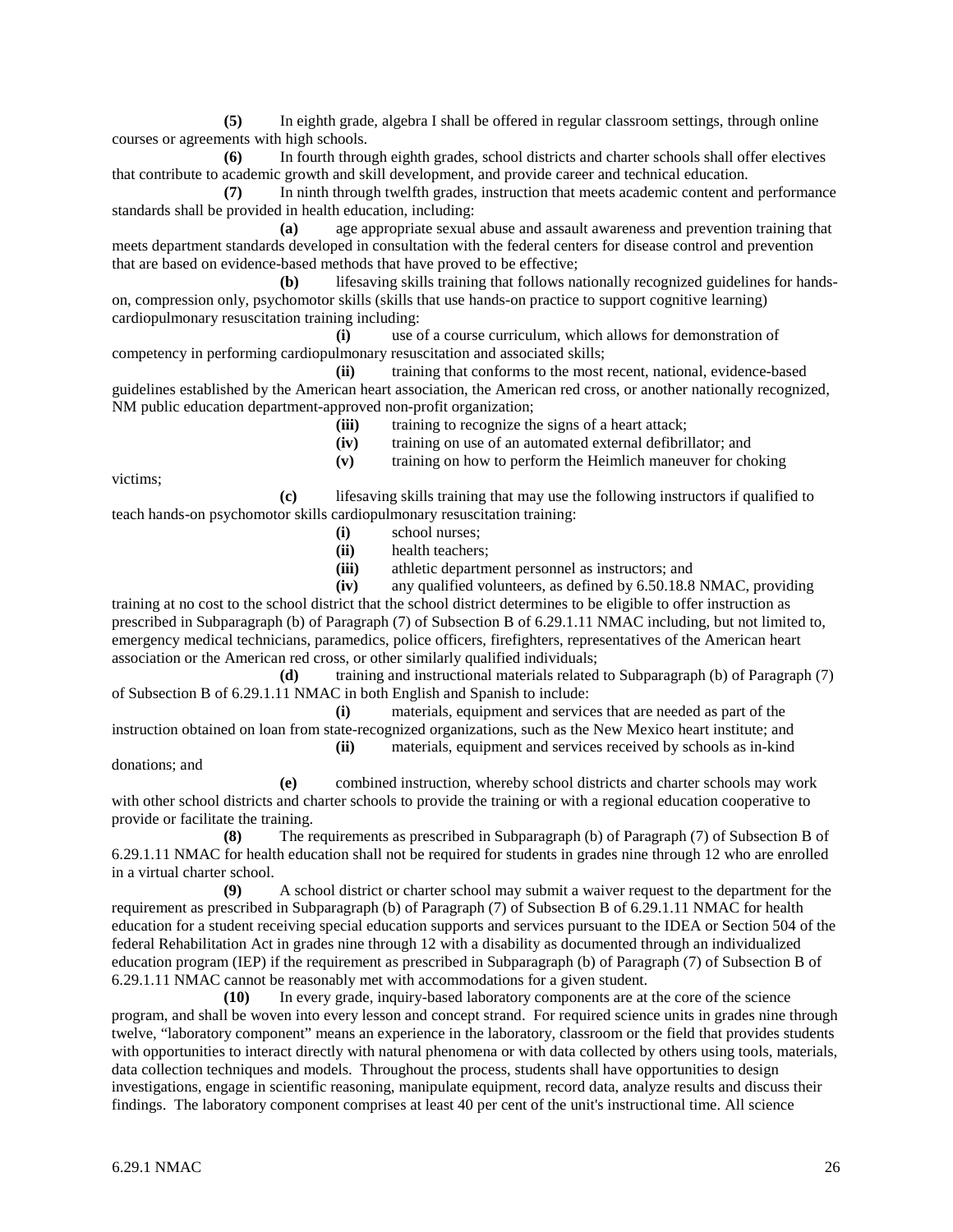**(5)** In eighth grade, algebra I shall be offered in regular classroom settings, through online courses or agreements with high schools.

**(6)** In fourth through eighth grades, school districts and charter schools shall offer electives that contribute to academic growth and skill development, and provide career and technical education.

**(7)** In ninth through twelfth grades, instruction that meets academic content and performance standards shall be provided in health education, including:

**(a)** age appropriate sexual abuse and assault awareness and prevention training that meets department standards developed in consultation with the federal centers for disease control and prevention that are based on evidence-based methods that have proved to be effective;

**(b)** lifesaving skills training that follows nationally recognized guidelines for hands-on, compression only, psychomotor skills (skills that use hands-on practice to support cognitive learning) cardiopulmonary resuscitation training including:

**(i)** use of a course curriculum, which allows for demonstration of competency in performing cardiopulmonary resuscitation and associated skills;

**(ii)** training that conforms to the most recent, national, evidence-based guidelines established by the American heart association, the American red cross, or another nationally recognized, NM public education department-approved non-profit organization;

**(iii)** training to recognize the signs of a heart attack;

**(iv)** training on use of an automated external defibrillator; and

**(v)** training on how to perform the Heimlich maneuver for choking victims;

**(c)** lifesaving skills training that may use the following instructors if qualified to teach hands-on psychomotor skills cardiopulmonary resuscitation training:

**(i)** school nurses;

**(ii)** health teachers;

**(iii)** athletic department personnel as instructors; and

**(iv)** any qualified volunteers, as defined by 6.50.18.8 NMAC, providing training at no cost to the school district that the school district determines to be eligible to offer instruction as prescribed in Subparagraph (b) of Paragraph (7) of Subsection B of 6.29.1.11 NMAC including, but not limited to, emergency medical technicians, paramedics, police officers, firefighters, representatives of the American heart association or the American red cross, or other similarly qualified individuals;

**(d)** training and instructional materials related to Subparagraph (b) of Paragraph (7) of Subsection B of 6.29.1.11 NMAC in both English and Spanish to include:

**(i)** materials, equipment and services that are needed as part of the instruction obtained on loan from state-recognized organizations, such as the New Mexico heart institute; and

**(ii)** materials, equipment and services received by schools as in-kind donations; and

**(e)** combined instruction, whereby school districts and charter schools may work with other school districts and charter schools to provide the training or with a regional education cooperative to provide or facilitate the training.

**(8)** The requirements as prescribed in Subparagraph (b) of Paragraph (7) of Subsection B of 6.29.1.11 NMAC for health education shall not be required for students in grades nine through 12 who are enrolled in a virtual charter school.

**(9)** A school district or charter school may submit a waiver request to the department for the requirement as prescribed in Subparagraph (b) of Paragraph (7) of Subsection B of 6.29.1.11 NMAC for health education for a student receiving special education supports and services pursuant to the IDEA or Section 504 of the federal Rehabilitation Act in grades nine through 12 with a disability as documented through an individualized education program (IEP) if the requirement as prescribed in Subparagraph (b) of Paragraph (7) of Subsection B of 6.29.1.11 NMAC cannot be reasonably met with accommodations for a given student.

**(10)** In every grade, inquiry-based laboratory components are at the core of the science program, and shall be woven into every lesson and concept strand. For required science units in grades nine through twelve, "laboratory component" means an experience in the laboratory, classroom or the field that provides students with opportunities to interact directly with natural phenomena or with data collected by others using tools, materials, data collection techniques and models. Throughout the process, students shall have opportunities to design investigations, engage in scientific reasoning, manipulate equipment, record data, analyze results and discuss their findings. The laboratory component comprises at least 40 per cent of the unit's instructional time. All science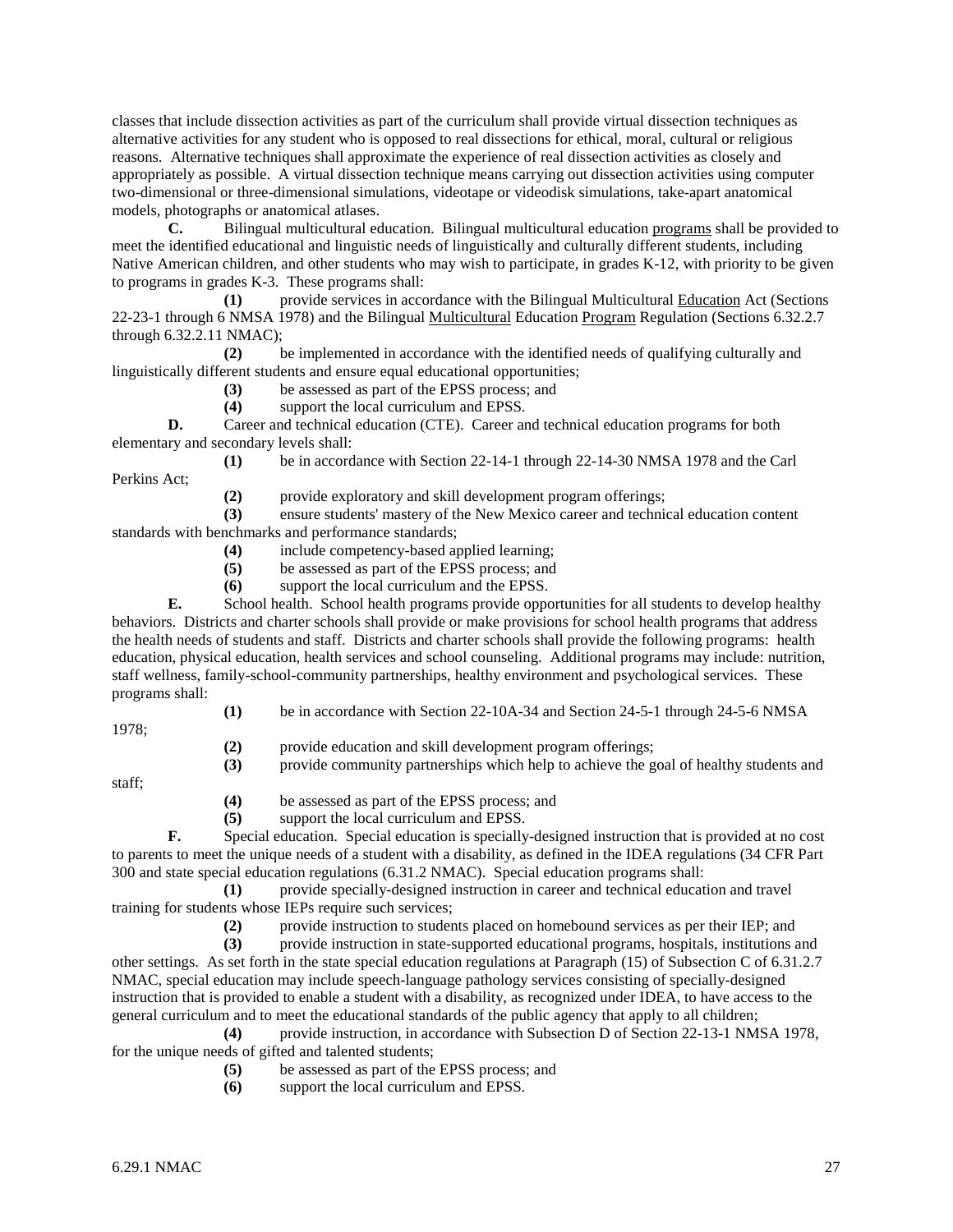classes that include dissection activities as part of the curriculum shall provide virtual dissection techniques as alternative activities for any student who is opposed to real dissections for ethical, moral, cultural or religious reasons. Alternative techniques shall approximate the experience of real dissection activities as closely and appropriately as possible. A virtual dissection technique means carrying out dissection activities using computer two-dimensional or three-dimensional simulations, videotape or videodisk simulations, take-apart anatomical models, photographs or anatomical atlases.

**C.** Bilingual multicultural education. Bilingual multicultural education programs shall be provided to meet the identified educational and linguistic needs of linguistically and culturally different students, including Native American children, and other students who may wish to participate, in grades K-12, with priority to be given to programs in grades K-3. These programs shall:

**(1)** provide services in accordance with the Bilingual Multicultural Education Act (Sections 22-23-1 through 6 NMSA 1978) and the Bilingual Multicultural Education Program Regulation (Sections 6.32.2.7 through 6.32.2.11 NMAC);

**(2)** be implemented in accordance with the identified needs of qualifying culturally and linguistically different students and ensure equal educational opportunities;

**(3)** be assessed as part of the EPSS process; and

**(4)** support the local curriculum and EPSS.

**D.** Career and technical education (CTE). Career and technical education programs for both elementary and secondary levels shall:

**(1)** be in accordance with Section 22-14-1 through 22-14-30 NMSA 1978 and the Carl Perkins Act;

**(2)** provide exploratory and skill development program offerings;

**(3)** ensure students' mastery of the New Mexico career and technical education content standards with benchmarks and performance standards;

**(4)** include competency-based applied learning;

**(5)** be assessed as part of the EPSS process; and

**(6)** support the local curriculum and the EPSS.

**E.** School health. School health programs provide opportunities for all students to develop healthy behaviors. Districts and charter schools shall provide or make provisions for school health programs that address the health needs of students and staff. Districts and charter schools shall provide the following programs: health education, physical education, health services and school counseling. Additional programs may include: nutrition, staff wellness, family-school-community partnerships, healthy environment and psychological services. These programs shall:

**(1)** be in accordance with Section 22-10A-34 and Section 24-5-1 through 24-5-6 NMSA 1978;

**(2)** provide education and skill development program offerings;

**(3)** provide community partnerships which help to achieve the goal of healthy students and staff;

**(4)** be assessed as part of the EPSS process; and

**(5)** support the local curriculum and EPSS.

**F.** Special education. Special education is specially-designed instruction that is provided at no cost to parents to meet the unique needs of a student with a disability, as defined in the IDEA regulations (34 CFR Part 300 and state special education regulations (6.31.2 NMAC). Special education programs shall:

**(1)** provide specially-designed instruction in career and technical education and travel training for students whose IEPs require such services;

**(2)** provide instruction to students placed on homebound services as per their IEP; and

**(3)** provide instruction in state-supported educational programs, hospitals, institutions and other settings. As set forth in the state special education regulations at Paragraph (15) of Subsection C of 6.31.2.7 NMAC, special education may include speech-language pathology services consisting of specially-designed instruction that is provided to enable a student with a disability, as recognized under IDEA, to have access to the general curriculum and to meet the educational standards of the public agency that apply to all children;

**(4)** provide instruction, in accordance with Subsection D of Section 22-13-1 NMSA 1978, for the unique needs of gifted and talented students;

**(5)** be assessed as part of the EPSS process; and

**(6)** support the local curriculum and EPSS.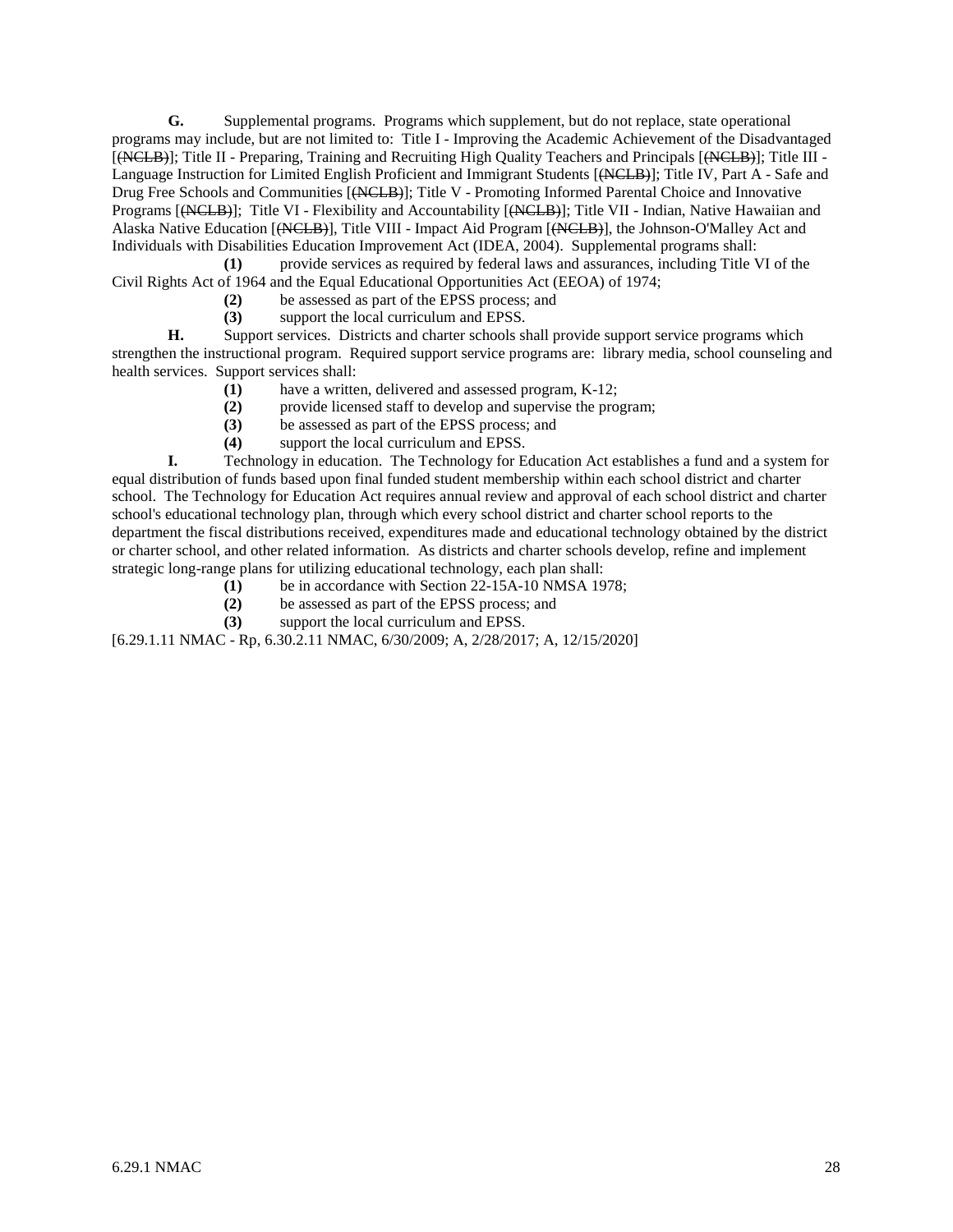**G.** Supplemental programs. Programs which supplement, but do not replace, state operational programs may include, but are not limited to: Title I - Improving the Academic Achievement of the Disadvantaged [~~(NCLB)~~]; Title II - Preparing, Training and Recruiting High Quality Teachers and Principals [~~(NCLB)~~]; Title III - Language Instruction for Limited English Proficient and Immigrant Students [~~(NCLB)~~]; Title IV, Part A - Safe and Drug Free Schools and Communities [~~(NCLB)~~]; Title V - Promoting Informed Parental Choice and Innovative Programs [~~(NCLB)~~]; Title VI - Flexibility and Accountability [~~(NCLB)~~]; Title VII - Indian, Native Hawaiian and Alaska Native Education [~~(NCLB)~~], Title VIII - Impact Aid Program [~~(NCLB)~~], the Johnson-O'Malley Act and Individuals with Disabilities Education Improvement Act (IDEA, 2004). Supplemental programs shall:

**(1)** provide services as required by federal laws and assurances, including Title VI of the Civil Rights Act of 1964 and the Equal Educational Opportunities Act (EEOA) of 1974;

**(2)** be assessed as part of the EPSS process; and

**(3)** support the local curriculum and EPSS.

**H.** Support services. Districts and charter schools shall provide support service programs which strengthen the instructional program. Required support service programs are: library media, school counseling and health services. Support services shall:

**(1)** have a written, delivered and assessed program, K-12;

**(2)** provide licensed staff to develop and supervise the program;

**(3)** be assessed as part of the EPSS process; and

**(4)** support the local curriculum and EPSS.

**I.** Technology in education. The Technology for Education Act establishes a fund and a system for equal distribution of funds based upon final funded student membership within each school district and charter school. The Technology for Education Act requires annual review and approval of each school district and charter school's educational technology plan, through which every school district and charter school reports to the department the fiscal distributions received, expenditures made and educational technology obtained by the district or charter school, and other related information. As districts and charter schools develop, refine and implement strategic long-range plans for utilizing educational technology, each plan shall:

**(1)** be in accordance with Section 22-15A-10 NMSA 1978;

**(2)** be assessed as part of the EPSS process; and

**(3)** support the local curriculum and EPSS.

[6.29.1.11 NMAC - Rp, 6.30.2.11 NMAC, 6/30/2009; A, 2/28/2017; A, 12/15/2020]